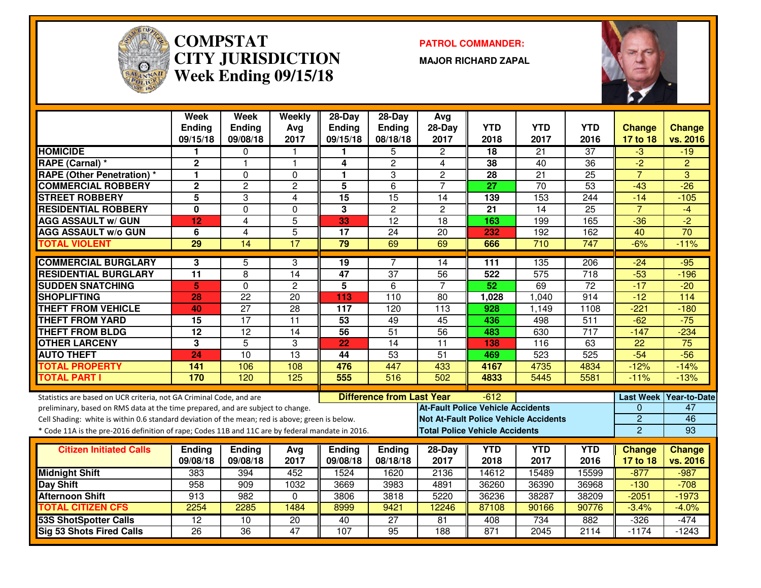# COMPSTAT
# CITY JURISDICTION
# Week Ending 09/15/18

**PATROL COMMANDER:**

**MAJOR RICHARD ZAPAL**

| | Week Ending 09/15/18 | Week Ending 09/08/18 | Weekly Avg 2017 | 28-Day Ending 09/15/18 | 28-Day Ending 08/18/18 | Avg 28-Day 2017 | YTD 2018 | YTD 2017 | YTD 2016 | Change 17 to 18 | Change vs. 2016 |
|---|---|---|---|---|---|---|---|---|---|---|---|
| HOMICIDE | 1 | 0 | 1 | 1 | 5 | 2 | 18 | 21 | 37 | -3 | -19 |
| RAPE (Carnal) * | 2 | 1 | 1 | 4 | 2 | 4 | 38 | 40 | 36 | -2 | 2 |
| RAPE (Other Penetration) * | 1 | 0 | 0 | 1 | 3 | 2 | 28 | 21 | 25 | 7 | 3 |
| COMMERCIAL ROBBERY | 2 | 2 | 2 | 5 | 6 | 7 | 27 | 70 | 53 | -43 | -26 |
| STREET ROBBERY | 5 | 3 | 4 | 15 | 15 | 14 | 139 | 153 | 244 | -14 | -105 |
| RESIDENTIAL ROBBERY | 0 | 0 | 0 | 3 | 2 | 2 | 21 | 14 | 25 | 7 | -4 |
| AGG ASSAULT w/ GUN | 12 | 4 | 5 | 33 | 12 | 18 | 163 | 199 | 165 | -36 | -2 |
| AGG ASSAULT w/o GUN | 6 | 4 | 5 | 17 | 24 | 20 | 232 | 192 | 162 | 40 | 70 |
| TOTAL VIOLENT | 29 | 14 | 17 | 79 | 69 | 69 | 666 | 710 | 747 | -6% | -11% |
| COMMERCIAL BURGLARY | 3 | 5 | 3 | 19 | 7 | 14 | 111 | 135 | 206 | -24 | -95 |
| RESIDENTIAL BURGLARY | 11 | 8 | 14 | 47 | 37 | 56 | 522 | 575 | 718 | -53 | -196 |
| SUDDEN SNATCHING | 5 | 0 | 2 | 5 | 6 | 7 | 52 | 69 | 72 | -17 | -20 |
| SHOPLIFTING | 28 | 22 | 20 | 113 | 110 | 80 | 1,028 | 1,040 | 914 | -12 | 114 |
| THEFT FROM VEHICLE | 40 | 27 | 28 | 117 | 120 | 113 | 928 | 1,149 | 1108 | -221 | -180 |
| THEFT FROM YARD | 15 | 17 | 11 | 53 | 49 | 45 | 436 | 498 | 511 | -62 | -75 |
| THEFT FROM BLDG | 12 | 12 | 14 | 56 | 51 | 56 | 483 | 630 | 717 | -147 | -234 |
| OTHER LARCENY | 3 | 5 | 3 | 22 | 14 | 11 | 138 | 116 | 63 | 22 | 75 |
| AUTO THEFT | 24 | 10 | 13 | 44 | 53 | 51 | 469 | 523 | 525 | -54 | -56 |
| TOTAL PROPERTY | 141 | 106 | 108 | 476 | 447 | 433 | 4167 | 4735 | 4834 | -12% | -14% |
| TOTAL PART I | 170 | 120 | 125 | 555 | 516 | 502 | 4833 | 5445 | 5581 | -11% | -13% |

Statistics are based on UCR criteria, not GA Criminal Code, and are preliminary, based on RMS data at the time prepared, and are subject to change.

Cell Shading: white is within 0.6 standard deviation of the mean; red is above; green is below.

* Code 11A is the pre-2016 definition of rape; Codes 11B and 11C are by federal mandate in 2016.

**Difference from Last Year:** -612

| | Last Week | Year-to-Date |
|---|---|---|
| At-Fault Police Vehicle Accidents | 0 | 47 |
| Not At-Fault Police Vehicle Accidents | 2 | 46 |
| Total Police Vehicle Accidents | 2 | 93 |

| Citizen Initiated Calls | Ending 09/08/18 | Ending 09/08/18 | Avg 2017 | Ending 09/08/18 | Ending 08/18/18 | 28-Day 2017 | YTD 2018 | YTD 2017 | YTD 2016 | Change 17 to 18 | Change vs. 2016 |
|---|---|---|---|---|---|---|---|---|---|---|---|
| Midnight Shift | 383 | 394 | 452 | 1524 | 1620 | 2136 | 14612 | 15489 | 15599 | -877 | -987 |
| Day Shift | 958 | 909 | 1032 | 3669 | 3983 | 4891 | 36260 | 36390 | 36968 | -130 | -708 |
| Afternoon Shift | 913 | 982 | 0 | 3806 | 3818 | 5220 | 36236 | 38287 | 38209 | -2051 | -1973 |
| TOTAL CITIZEN CFS | 2254 | 2285 | 1484 | 8999 | 9421 | 12246 | 87108 | 90166 | 90776 | -3.4% | -4.0% |
| 53S ShotSpotter Calls | 12 | 10 | 20 | 40 | 27 | 81 | 408 | 734 | 882 | -326 | -474 |
| Sig 53 Shots Fired Calls | 26 | 36 | 47 | 107 | 95 | 188 | 871 | 2045 | 2114 | -1174 | -1243 |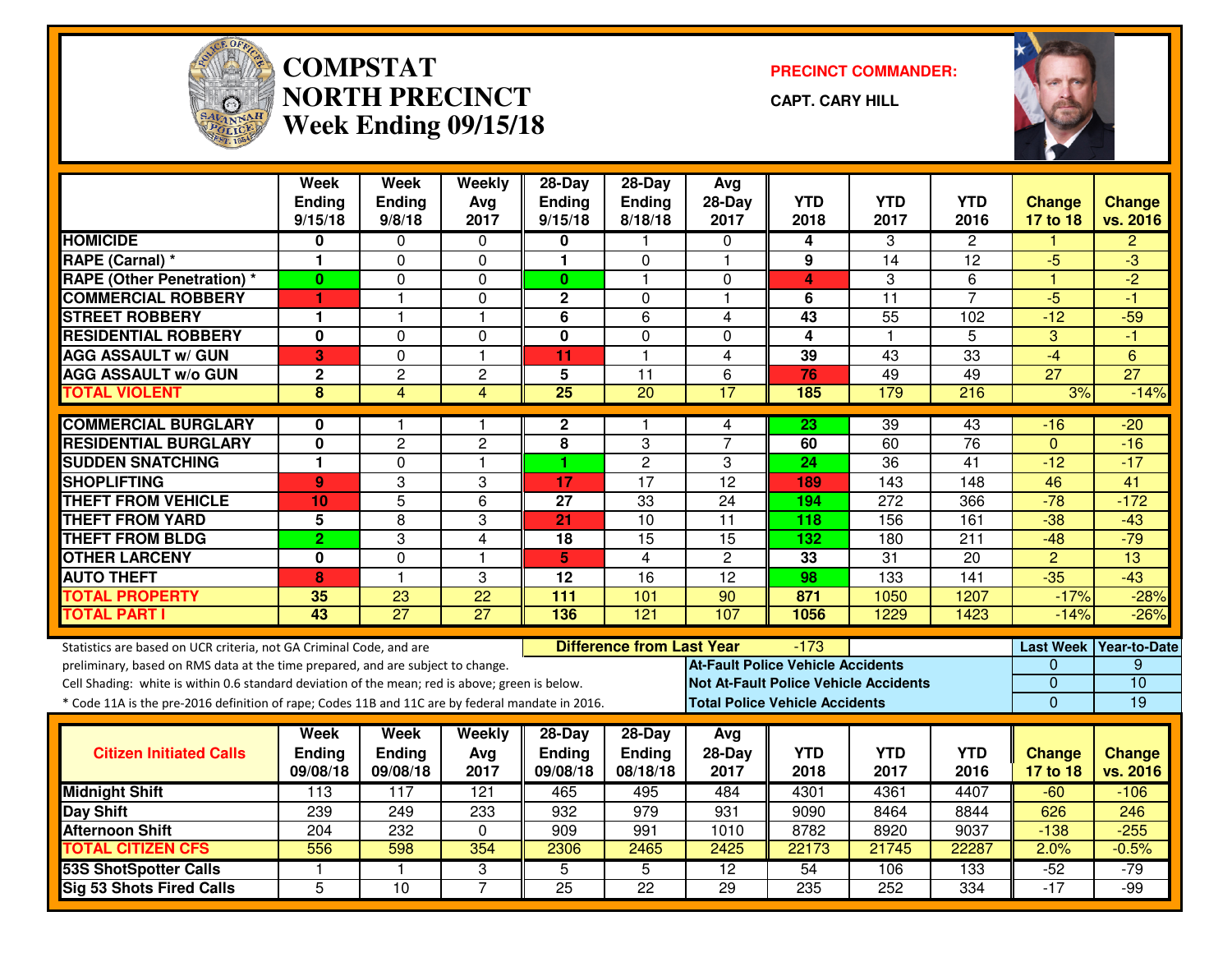# COMPSTAT NORTH PRECINCT

## Week Ending 09/15/18

**PRECINCT COMMANDER:** CAPT. CARY HILL

| | Week Ending 9/15/18 | Week Ending 9/8/18 | Weekly Avg 2017 | 28-Day Ending 9/15/18 | 28-Day Ending 8/18/18 | Avg 28-Day 2017 | YTD 2018 | YTD 2017 | YTD 2016 | Change 17 to 18 | Change vs. 2016 |
|---|---|---|---|---|---|---|---|---|---|---|---|
| HOMICIDE | 0 | 0 | 0 | 0 | 1 | 0 | 4 | 3 | 2 | 1 | 2 |
| RAPE (Carnal) * | 1 | 0 | 0 | 1 | 0 | 1 | 9 | 14 | 12 | -5 | -3 |
| RAPE (Other Penetration) * | 0 | 0 | 0 | 0 | 1 | 0 | 4 | 3 | 6 | 1 | -2 |
| COMMERCIAL ROBBERY | 1 | 1 | 0 | 2 | 0 | 1 | 6 | 11 | 7 | -5 | -1 |
| STREET ROBBERY | 1 | 1 | 1 | 6 | 6 | 4 | 43 | 55 | 102 | -12 | -59 |
| RESIDENTIAL ROBBERY | 0 | 0 | 0 | 0 | 0 | 0 | 4 | 1 | 5 | 3 | -1 |
| AGG ASSAULT w/ GUN | 3 | 0 | 1 | 11 | 1 | 4 | 39 | 43 | 33 | -4 | 6 |
| AGG ASSAULT w/o GUN | 2 | 2 | 2 | 5 | 11 | 6 | 76 | 49 | 49 | 27 | 27 |
| TOTAL VIOLENT | 8 | 4 | 4 | 25 | 20 | 17 | 185 | 179 | 216 | 3% | -14% |
| COMMERCIAL BURGLARY | 0 | 1 | 1 | 2 | 1 | 4 | 23 | 39 | 43 | -16 | -20 |
| RESIDENTIAL BURGLARY | 0 | 2 | 2 | 8 | 3 | 7 | 60 | 60 | 76 | 0 | -16 |
| SUDDEN SNATCHING | 1 | 0 | 1 | 1 | 2 | 3 | 24 | 36 | 41 | -12 | -17 |
| SHOPLIFTING | 9 | 3 | 3 | 17 | 17 | 12 | 189 | 143 | 148 | 46 | 41 |
| THEFT FROM VEHICLE | 10 | 5 | 6 | 27 | 33 | 24 | 194 | 272 | 366 | -78 | -172 |
| THEFT FROM YARD | 5 | 8 | 3 | 21 | 10 | 11 | 118 | 156 | 161 | -38 | -43 |
| THEFT FROM BLDG | 2 | 3 | 4 | 18 | 15 | 15 | 132 | 180 | 211 | -48 | -79 |
| OTHER LARCENY | 0 | 0 | 1 | 5 | 4 | 2 | 33 | 31 | 20 | 2 | 13 |
| AUTO THEFT | 8 | 1 | 3 | 12 | 16 | 12 | 98 | 133 | 141 | -35 | -43 |
| TOTAL PROPERTY | 35 | 23 | 22 | 111 | 101 | 90 | 871 | 1050 | 1207 | -17% | -28% |
| TOTAL PART I | 43 | 27 | 27 | 136 | 121 | 107 | 1056 | 1229 | 1423 | -14% | -26% |

Statistics are based on UCR criteria, not GA Criminal Code, and are preliminary, based on RMS data at the time prepared, and are subject to change.

Cell Shading: white is within 0.6 standard deviation of the mean; red is above; green is below.

* Code 11A is the pre-2016 definition of rape; Codes 11B and 11C are by federal mandate in 2016.

**Difference from Last Year:** -173

| | Last Week | Year-to-Date |
|---|---|---|
| At-Fault Police Vehicle Accidents | 0 | 9 |
| Not At-Fault Police Vehicle Accidents | 0 | 10 |
| Total Police Vehicle Accidents | 0 | 19 |

| Citizen Initiated Calls | Week Ending 09/08/18 | Week Ending 09/08/18 | Weekly Avg 2017 | 28-Day Ending 09/08/18 | 28-Day Ending 08/18/18 | Avg 28-Day 2017 | YTD 2018 | YTD 2017 | YTD 2016 | Change 17 to 18 | Change vs. 2016 |
|---|---|---|---|---|---|---|---|---|---|---|---|
| Midnight Shift | 113 | 117 | 121 | 465 | 495 | 484 | 4301 | 4361 | 4407 | -60 | -106 |
| Day Shift | 239 | 249 | 233 | 932 | 979 | 931 | 9090 | 8464 | 8844 | 626 | 246 |
| Afternoon Shift | 204 | 232 | 0 | 909 | 991 | 1010 | 8782 | 8920 | 9037 | -138 | -255 |
| TOTAL CITIZEN CFS | 556 | 598 | 354 | 2306 | 2465 | 2425 | 22173 | 21745 | 22287 | 2.0% | -0.5% |
| 53S ShotSpotter Calls | 1 | 1 | 3 | 5 | 5 | 12 | 54 | 106 | 133 | -52 | -79 |
| Sig 53 Shots Fired Calls | 5 | 10 | 7 | 25 | 22 | 29 | 235 | 252 | 334 | -17 | -99 |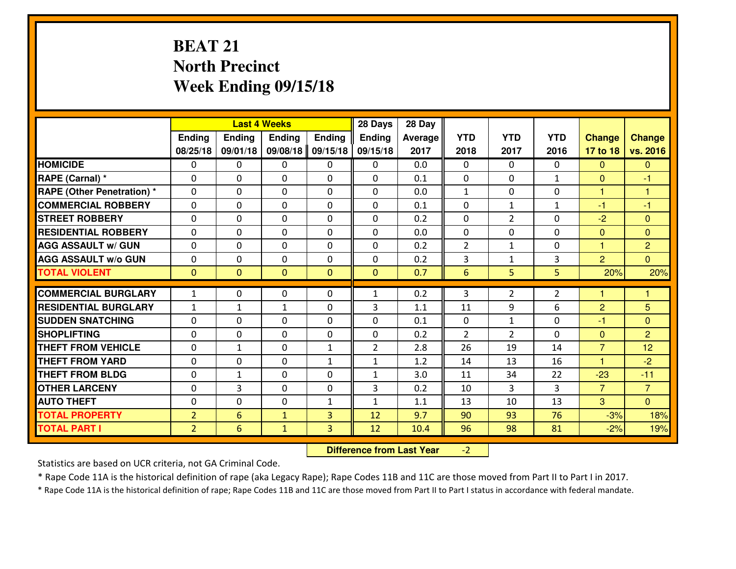# BEAT 21
## North Precinct
## Week Ending 09/15/18

| | Last 4 Weeks | | | | 28 Days | 28 Day | | | | | |
|---|---|---|---|---|---|---|---|---|---|---|---|
| | Ending 08/25/18 | Ending 09/01/18 | Ending 09/08/18 | Ending 09/15/18 | Ending 09/15/18 | Average 2017 | YTD 2018 | YTD 2017 | YTD 2016 | Change 17 to 18 | Change vs. 2016 |
| **HOMICIDE** | 0 | 0 | 0 | 0 | 0 | 0.0 | 0 | 0 | 0 | 0 | 0 |
| **RAPE (Carnal) *** | 0 | 0 | 0 | 0 | 0 | 0.1 | 0 | 0 | 1 | 0 | -1 |
| **RAPE (Other Penetration) *** | 0 | 0 | 0 | 0 | 0 | 0.0 | 1 | 0 | 0 | 1 | 1 |
| **COMMERCIAL ROBBERY** | 0 | 0 | 0 | 0 | 0 | 0.1 | 0 | 1 | 1 | -1 | -1 |
| **STREET ROBBERY** | 0 | 0 | 0 | 0 | 0 | 0.2 | 0 | 2 | 0 | -2 | 0 |
| **RESIDENTIAL ROBBERY** | 0 | 0 | 0 | 0 | 0 | 0.0 | 0 | 0 | 0 | 0 | 0 |
| **AGG ASSAULT w/ GUN** | 0 | 0 | 0 | 0 | 0 | 0.2 | 2 | 1 | 0 | 1 | 2 |
| **AGG ASSAULT w/o GUN** | 0 | 0 | 0 | 0 | 0 | 0.2 | 3 | 1 | 3 | 2 | 0 |
| **TOTAL VIOLENT** | 0 | 0 | 0 | 0 | 0 | 0.7 | 6 | 5 | 5 | 20% | 20% |
| **COMMERCIAL BURGLARY** | 1 | 0 | 0 | 0 | 1 | 0.2 | 3 | 2 | 2 | 1 | 1 |
| **RESIDENTIAL BURGLARY** | 1 | 1 | 1 | 0 | 3 | 1.1 | 11 | 9 | 6 | 2 | 5 |
| **SUDDEN SNATCHING** | 0 | 0 | 0 | 0 | 0 | 0.1 | 0 | 1 | 0 | -1 | 0 |
| **SHOPLIFTING** | 0 | 0 | 0 | 0 | 0 | 0.2 | 2 | 2 | 0 | 0 | 2 |
| **THEFT FROM VEHICLE** | 0 | 1 | 0 | 1 | 2 | 2.8 | 26 | 19 | 14 | 7 | 12 |
| **THEFT FROM YARD** | 0 | 0 | 0 | 1 | 1 | 1.2 | 14 | 13 | 16 | 1 | -2 |
| **THEFT FROM BLDG** | 0 | 1 | 0 | 0 | 1 | 3.0 | 11 | 34 | 22 | -23 | -11 |
| **OTHER LARCENY** | 0 | 3 | 0 | 0 | 3 | 0.2 | 10 | 3 | 3 | 7 | 7 |
| **AUTO THEFT** | 0 | 0 | 0 | 1 | 1 | 1.1 | 13 | 10 | 13 | 3 | 0 |
| **TOTAL PROPERTY** | 2 | 6 | 1 | 3 | 12 | 9.7 | 90 | 93 | 76 | -3% | 18% |
| **TOTAL PART I** | 2 | 6 | 1 | 3 | 12 | 10.4 | 96 | 98 | 81 | -2% | 19% |

**Difference from Last Year** -2

Statistics are based on UCR criteria, not GA Criminal Code.

* Rape Code 11A is the historical definition of rape (aka Legacy Rape); Rape Codes 11B and 11C are those moved from Part II to Part I in 2017.

* Rape Code 11A is the historical definition of rape; Rape Codes 11B and 11C are those moved from Part II to Part I status in accordance with federal mandate.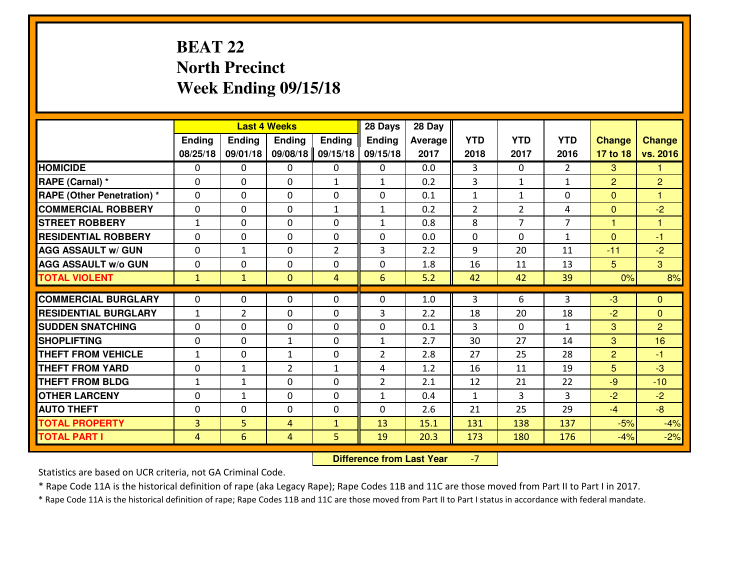# BEAT 22
# North Precinct
# Week Ending 09/15/18

| | Last 4 Weeks | | | | 28 Days | 28 Day | | | | | |
|---|---|---|---|---|---|---|---|---|---|---|---|
| | Ending 08/25/18 | Ending 09/01/18 | Ending 09/08/18 | Ending 09/15/18 | Ending 09/15/18 | Average 2017 | YTD 2018 | YTD 2017 | YTD 2016 | Change 17 to 18 | Change vs. 2016 |
| **HOMICIDE** | 0 | 0 | 0 | 0 | 0 | 0.0 | 3 | 0 | 2 | 3 | 1 |
| **RAPE (Carnal) *** | 0 | 0 | 0 | 1 | 1 | 0.2 | 3 | 1 | 1 | 2 | 2 |
| **RAPE (Other Penetration) *** | 0 | 0 | 0 | 0 | 0 | 0.1 | 1 | 1 | 0 | 0 | 1 |
| **COMMERCIAL ROBBERY** | 0 | 0 | 0 | 1 | 1 | 0.2 | 2 | 2 | 4 | 0 | -2 |
| **STREET ROBBERY** | 1 | 0 | 0 | 0 | 1 | 0.8 | 8 | 7 | 7 | 1 | 1 |
| **RESIDENTIAL ROBBERY** | 0 | 0 | 0 | 0 | 0 | 0.0 | 0 | 0 | 1 | 0 | -1 |
| **AGG ASSAULT w/ GUN** | 0 | 1 | 0 | 2 | 3 | 2.2 | 9 | 20 | 11 | -11 | -2 |
| **AGG ASSAULT w/o GUN** | 0 | 0 | 0 | 0 | 0 | 1.8 | 16 | 11 | 13 | 5 | 3 |
| **TOTAL VIOLENT** | 1 | 1 | 0 | 4 | 6 | 5.2 | 42 | 42 | 39 | 0% | 8% |
| **COMMERCIAL BURGLARY** | 0 | 0 | 0 | 0 | 0 | 1.0 | 3 | 6 | 3 | -3 | 0 |
| **RESIDENTIAL BURGLARY** | 1 | 2 | 0 | 0 | 3 | 2.2 | 18 | 20 | 18 | -2 | 0 |
| **SUDDEN SNATCHING** | 0 | 0 | 0 | 0 | 0 | 0.1 | 3 | 0 | 1 | 3 | 2 |
| **SHOPLIFTING** | 0 | 0 | 1 | 0 | 1 | 2.7 | 30 | 27 | 14 | 3 | 16 |
| **THEFT FROM VEHICLE** | 1 | 0 | 1 | 0 | 2 | 2.8 | 27 | 25 | 28 | 2 | -1 |
| **THEFT FROM YARD** | 0 | 1 | 2 | 1 | 4 | 1.2 | 16 | 11 | 19 | 5 | -3 |
| **THEFT FROM BLDG** | 1 | 1 | 0 | 0 | 2 | 2.1 | 12 | 21 | 22 | -9 | -10 |
| **OTHER LARCENY** | 0 | 1 | 0 | 0 | 1 | 0.4 | 1 | 3 | 3 | -2 | -2 |
| **AUTO THEFT** | 0 | 0 | 0 | 0 | 0 | 2.6 | 21 | 25 | 29 | -4 | -8 |
| **TOTAL PROPERTY** | 3 | 5 | 4 | 1 | 13 | 15.1 | 131 | 138 | 137 | -5% | -4% |
| **TOTAL PART I** | 4 | 6 | 4 | 5 | 19 | 20.3 | 173 | 180 | 176 | -4% | -2% |

**Difference from Last Year** -7

Statistics are based on UCR criteria, not GA Criminal Code.

* Rape Code 11A is the historical definition of rape (aka Legacy Rape); Rape Codes 11B and 11C are those moved from Part II to Part I in 2017.

* Rape Code 11A is the historical definition of rape; Rape Codes 11B and 11C are those moved from Part II to Part I status in accordance with federal mandate.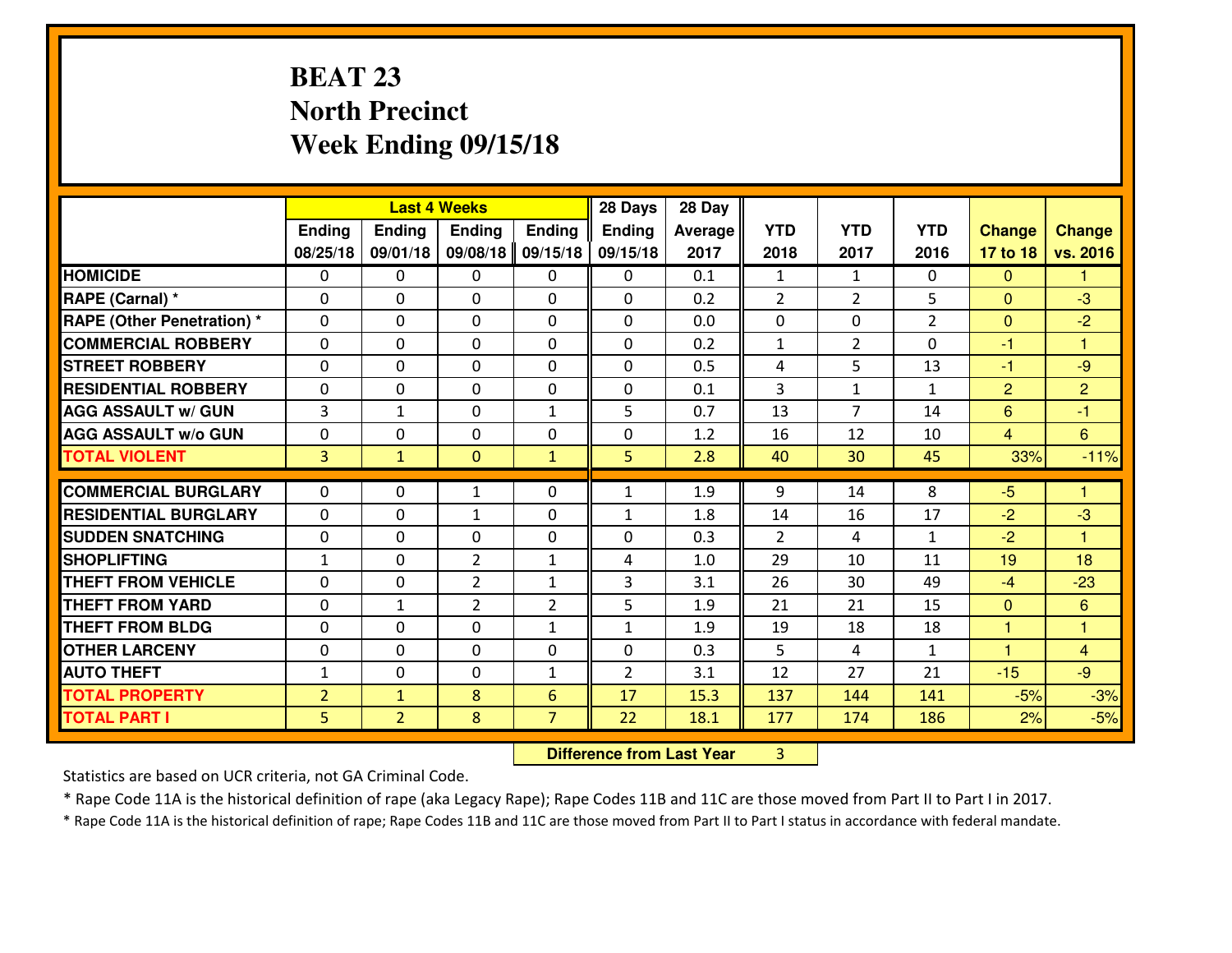# BEAT 23
## North Precinct
## Week Ending 09/15/18

| | Last 4 Weeks | | | | 28 Days | 28 Day | | | | | |
|---|---|---|---|---|---|---|---|---|---|---|---|
| | Ending 08/25/18 | Ending 09/01/18 | Ending 09/08/18 | Ending 09/15/18 | Ending 09/15/18 | Average 2017 | YTD 2018 | YTD 2017 | YTD 2016 | Change 17 to 18 | Change vs. 2016 |
| **HOMICIDE** | 0 | 0 | 0 | 0 | 0 | 0.1 | 1 | 1 | 0 | 0 | 1 |
| **RAPE (Carnal) *** | 0 | 0 | 0 | 0 | 0 | 0.2 | 2 | 2 | 5 | 0 | -3 |
| **RAPE (Other Penetration) *** | 0 | 0 | 0 | 0 | 0 | 0.0 | 0 | 0 | 2 | 0 | -2 |
| **COMMERCIAL ROBBERY** | 0 | 0 | 0 | 0 | 0 | 0.2 | 1 | 2 | 0 | -1 | 1 |
| **STREET ROBBERY** | 0 | 0 | 0 | 0 | 0 | 0.5 | 4 | 5 | 13 | -1 | -9 |
| **RESIDENTIAL ROBBERY** | 0 | 0 | 0 | 0 | 0 | 0.1 | 3 | 1 | 1 | 2 | 2 |
| **AGG ASSAULT w/ GUN** | 3 | 1 | 0 | 1 | 5 | 0.7 | 13 | 7 | 14 | 6 | -1 |
| **AGG ASSAULT w/o GUN** | 0 | 0 | 0 | 0 | 0 | 1.2 | 16 | 12 | 10 | 4 | 6 |
| **TOTAL VIOLENT** | 3 | 1 | 0 | 1 | 5 | 2.8 | 40 | 30 | 45 | 33% | -11% |
| **COMMERCIAL BURGLARY** | 0 | 0 | 1 | 0 | 1 | 1.9 | 9 | 14 | 8 | -5 | 1 |
| **RESIDENTIAL BURGLARY** | 0 | 0 | 1 | 0 | 1 | 1.8 | 14 | 16 | 17 | -2 | -3 |
| **SUDDEN SNATCHING** | 0 | 0 | 0 | 0 | 0 | 0.3 | 2 | 4 | 1 | -2 | 1 |
| **SHOPLIFTING** | 1 | 0 | 2 | 1 | 4 | 1.0 | 29 | 10 | 11 | 19 | 18 |
| **THEFT FROM VEHICLE** | 0 | 0 | 2 | 1 | 3 | 3.1 | 26 | 30 | 49 | -4 | -23 |
| **THEFT FROM YARD** | 0 | 1 | 2 | 2 | 5 | 1.9 | 21 | 21 | 15 | 0 | 6 |
| **THEFT FROM BLDG** | 0 | 0 | 0 | 1 | 1 | 1.9 | 19 | 18 | 18 | 1 | 1 |
| **OTHER LARCENY** | 0 | 0 | 0 | 0 | 0 | 0.3 | 5 | 4 | 1 | 1 | 4 |
| **AUTO THEFT** | 1 | 0 | 0 | 1 | 2 | 3.1 | 12 | 27 | 21 | -15 | -9 |
| **TOTAL PROPERTY** | 2 | 1 | 8 | 6 | 17 | 15.3 | 137 | 144 | 141 | -5% | -3% |
| **TOTAL PART I** | 5 | 2 | 8 | 7 | 22 | 18.1 | 177 | 174 | 186 | 2% | -5% |

**Difference from Last Year** 3

Statistics are based on UCR criteria, not GA Criminal Code.

* Rape Code 11A is the historical definition of rape (aka Legacy Rape); Rape Codes 11B and 11C are those moved from Part II to Part I in 2017.

* Rape Code 11A is the historical definition of rape; Rape Codes 11B and 11C are those moved from Part II to Part I status in accordance with federal mandate.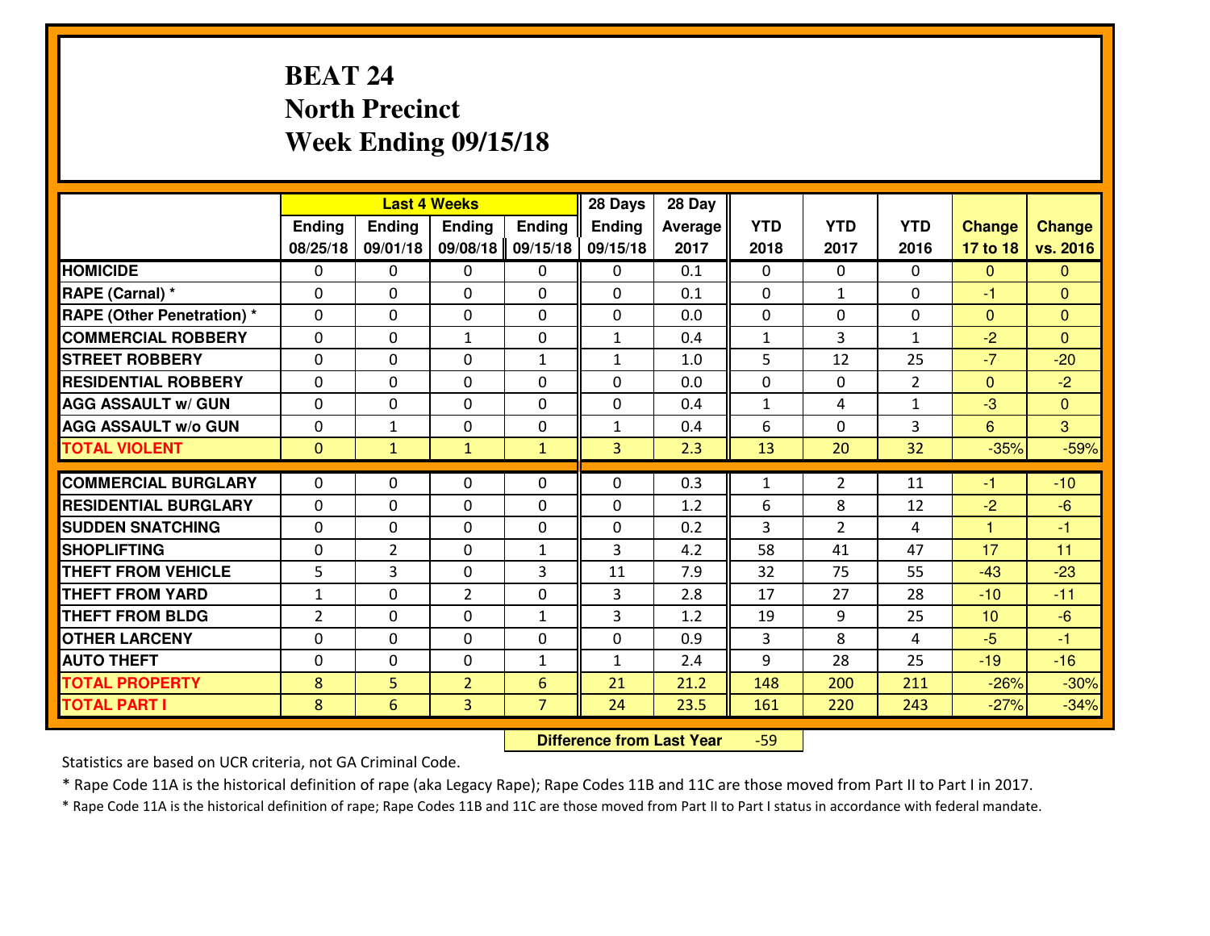# BEAT 24
# North Precinct
# Week Ending 09/15/18

| | Last 4 Weeks | | | | 28 Days | 28 Day | | | | | |
|---|---|---|---|---|---|---|---|---|---|---|---|
| | Ending 08/25/18 | Ending 09/01/18 | Ending 09/08/18 | Ending 09/15/18 | Ending 09/15/18 | Average 2017 | YTD 2018 | YTD 2017 | YTD 2016 | Change 17 to 18 | Change vs. 2016 |
| HOMICIDE | 0 | 0 | 0 | 0 | 0 | 0.1 | 0 | 0 | 0 | 0 | 0 |
| RAPE (Carnal) * | 0 | 0 | 0 | 0 | 0 | 0.1 | 0 | 1 | 0 | -1 | 0 |
| RAPE (Other Penetration) * | 0 | 0 | 0 | 0 | 0 | 0.0 | 0 | 0 | 0 | 0 | 0 |
| COMMERCIAL ROBBERY | 0 | 0 | 1 | 0 | 1 | 0.4 | 1 | 3 | 1 | -2 | 0 |
| STREET ROBBERY | 0 | 0 | 0 | 1 | 1 | 1.0 | 5 | 12 | 25 | -7 | -20 |
| RESIDENTIAL ROBBERY | 0 | 0 | 0 | 0 | 0 | 0.0 | 0 | 0 | 2 | 0 | -2 |
| AGG ASSAULT w/ GUN | 0 | 0 | 0 | 0 | 0 | 0.4 | 1 | 4 | 1 | -3 | 0 |
| AGG ASSAULT w/o GUN | 0 | 1 | 0 | 0 | 1 | 0.4 | 6 | 0 | 3 | 6 | 3 |
| TOTAL VIOLENT | 0 | 1 | 1 | 1 | 3 | 2.3 | 13 | 20 | 32 | -35% | -59% |
| COMMERCIAL BURGLARY | 0 | 0 | 0 | 0 | 0 | 0.3 | 1 | 2 | 11 | -1 | -10 |
| RESIDENTIAL BURGLARY | 0 | 0 | 0 | 0 | 0 | 1.2 | 6 | 8 | 12 | -2 | -6 |
| SUDDEN SNATCHING | 0 | 0 | 0 | 0 | 0 | 0.2 | 3 | 2 | 4 | 1 | -1 |
| SHOPLIFTING | 0 | 2 | 0 | 1 | 3 | 4.2 | 58 | 41 | 47 | 17 | 11 |
| THEFT FROM VEHICLE | 5 | 3 | 0 | 3 | 11 | 7.9 | 32 | 75 | 55 | -43 | -23 |
| THEFT FROM YARD | 1 | 0 | 2 | 0 | 3 | 2.8 | 17 | 27 | 28 | -10 | -11 |
| THEFT FROM BLDG | 2 | 0 | 0 | 1 | 3 | 1.2 | 19 | 9 | 25 | 10 | -6 |
| OTHER LARCENY | 0 | 0 | 0 | 0 | 0 | 0.9 | 3 | 8 | 4 | -5 | -1 |
| AUTO THEFT | 0 | 0 | 0 | 1 | 1 | 2.4 | 9 | 28 | 25 | -19 | -16 |
| TOTAL PROPERTY | 8 | 5 | 2 | 6 | 21 | 21.2 | 148 | 200 | 211 | -26% | -30% |
| TOTAL PART I | 8 | 6 | 3 | 7 | 24 | 23.5 | 161 | 220 | 243 | -27% | -34% |

**Difference from Last Year** -59

Statistics are based on UCR criteria, not GA Criminal Code.

* Rape Code 11A is the historical definition of rape (aka Legacy Rape); Rape Codes 11B and 11C are those moved from Part II to Part I in 2017.

* Rape Code 11A is the historical definition of rape; Rape Codes 11B and 11C are those moved from Part II to Part I status in accordance with federal mandate.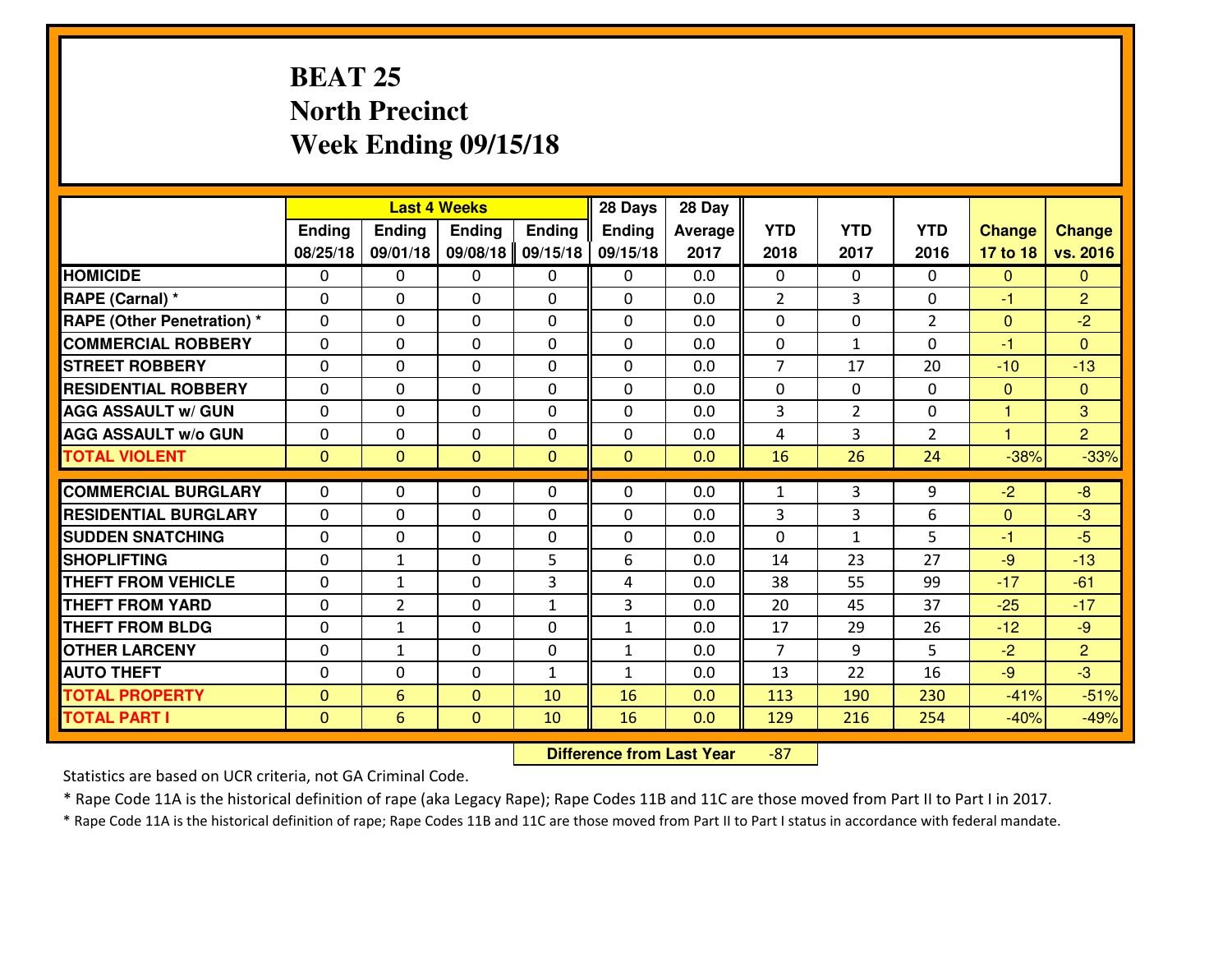# BEAT 25
## North Precinct
## Week Ending 09/15/18

| | Last 4 Weeks | | | | 28 Days | 28 Day | | | | | |
|---|---|---|---|---|---|---|---|---|---|---|---|
| | Ending 08/25/18 | Ending 09/01/18 | Ending 09/08/18 | Ending 09/15/18 | Ending 09/15/18 | Average 2017 | YTD 2018 | YTD 2017 | YTD 2016 | Change 17 to 18 | Change vs. 2016 |
| HOMICIDE | 0 | 0 | 0 | 0 | 0 | 0.0 | 0 | 0 | 0 | 0 | 0 |
| RAPE (Carnal) * | 0 | 0 | 0 | 0 | 0 | 0.0 | 2 | 3 | 0 | -1 | 2 |
| RAPE (Other Penetration) * | 0 | 0 | 0 | 0 | 0 | 0.0 | 0 | 0 | 2 | 0 | -2 |
| COMMERCIAL ROBBERY | 0 | 0 | 0 | 0 | 0 | 0.0 | 0 | 1 | 0 | -1 | 0 |
| STREET ROBBERY | 0 | 0 | 0 | 0 | 0 | 0.0 | 7 | 17 | 20 | -10 | -13 |
| RESIDENTIAL ROBBERY | 0 | 0 | 0 | 0 | 0 | 0.0 | 0 | 0 | 0 | 0 | 0 |
| AGG ASSAULT w/ GUN | 0 | 0 | 0 | 0 | 0 | 0.0 | 3 | 2 | 0 | 1 | 3 |
| AGG ASSAULT w/o GUN | 0 | 0 | 0 | 0 | 0 | 0.0 | 4 | 3 | 2 | 1 | 2 |
| TOTAL VIOLENT | 0 | 0 | 0 | 0 | 0 | 0.0 | 16 | 26 | 24 | -38% | -33% |
| COMMERCIAL BURGLARY | 0 | 0 | 0 | 0 | 0 | 0.0 | 1 | 3 | 9 | -2 | -8 |
| RESIDENTIAL BURGLARY | 0 | 0 | 0 | 0 | 0 | 0.0 | 3 | 3 | 6 | 0 | -3 |
| SUDDEN SNATCHING | 0 | 0 | 0 | 0 | 0 | 0.0 | 0 | 1 | 5 | -1 | -5 |
| SHOPLIFTING | 0 | 1 | 0 | 5 | 6 | 0.0 | 14 | 23 | 27 | -9 | -13 |
| THEFT FROM VEHICLE | 0 | 1 | 0 | 3 | 4 | 0.0 | 38 | 55 | 99 | -17 | -61 |
| THEFT FROM YARD | 0 | 2 | 0 | 1 | 3 | 0.0 | 20 | 45 | 37 | -25 | -17 |
| THEFT FROM BLDG | 0 | 1 | 0 | 0 | 1 | 0.0 | 17 | 29 | 26 | -12 | -9 |
| OTHER LARCENY | 0 | 1 | 0 | 0 | 1 | 0.0 | 7 | 9 | 5 | -2 | 2 |
| AUTO THEFT | 0 | 0 | 0 | 1 | 1 | 0.0 | 13 | 22 | 16 | -9 | -3 |
| TOTAL PROPERTY | 0 | 6 | 0 | 10 | 16 | 0.0 | 113 | 190 | 230 | -41% | -51% |
| TOTAL PART I | 0 | 6 | 0 | 10 | 16 | 0.0 | 129 | 216 | 254 | -40% | -49% |

**Difference from Last Year** -87

Statistics are based on UCR criteria, not GA Criminal Code.

* Rape Code 11A is the historical definition of rape (aka Legacy Rape); Rape Codes 11B and 11C are those moved from Part II to Part I in 2017.

* Rape Code 11A is the historical definition of rape; Rape Codes 11B and 11C are those moved from Part II to Part I status in accordance with federal mandate.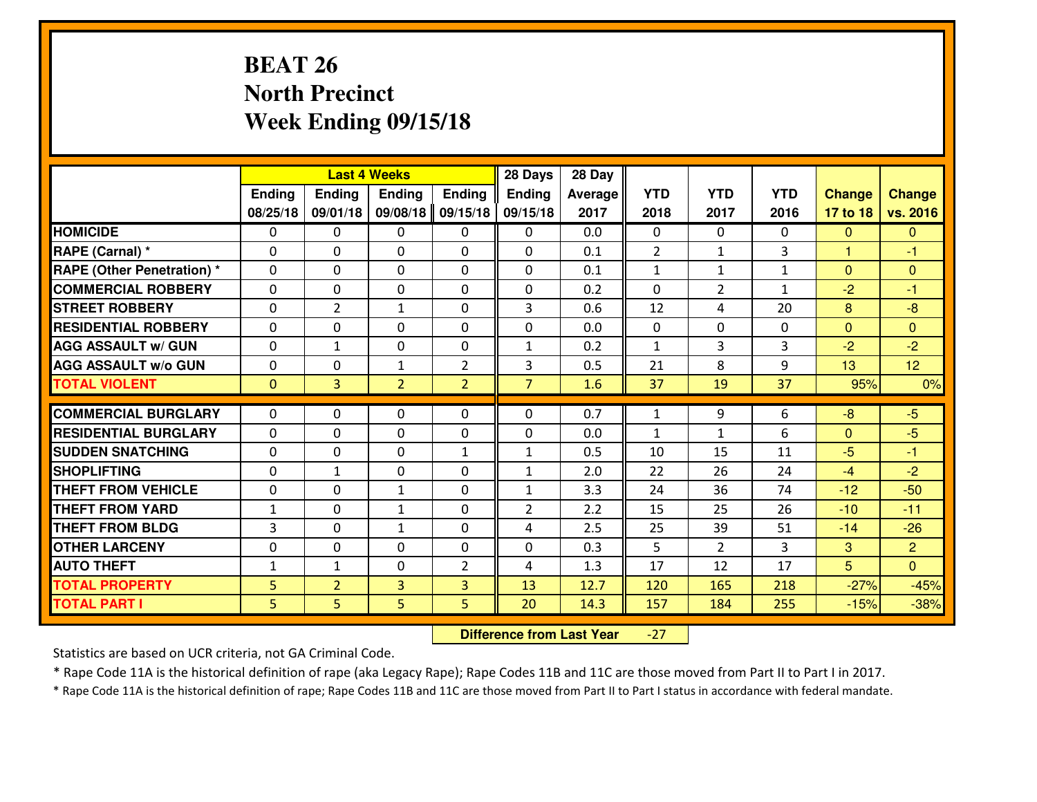# BEAT 26
## North Precinct
## Week Ending 09/15/18

| | Last 4 Weeks | | | | 28 Days | 28 Day | | | | | |
|---|---|---|---|---|---|---|---|---|---|---|---|
| | Ending 08/25/18 | Ending 09/01/18 | Ending 09/08/18 | Ending 09/15/18 | Ending 09/15/18 | Average 2017 | YTD 2018 | YTD 2017 | YTD 2016 | Change 17 to 18 | Change vs. 2016 |
| **HOMICIDE** | 0 | 0 | 0 | 0 | 0 | 0.0 | 0 | 0 | 0 | 0 | 0 |
| **RAPE (Carnal) *** | 0 | 0 | 0 | 0 | 0 | 0.1 | 2 | 1 | 3 | 1 | -1 |
| **RAPE (Other Penetration) *** | 0 | 0 | 0 | 0 | 0 | 0.1 | 1 | 1 | 1 | 0 | 0 |
| **COMMERCIAL ROBBERY** | 0 | 0 | 0 | 0 | 0 | 0.2 | 0 | 2 | 1 | -2 | -1 |
| **STREET ROBBERY** | 0 | 2 | 1 | 0 | 3 | 0.6 | 12 | 4 | 20 | 8 | -8 |
| **RESIDENTIAL ROBBERY** | 0 | 0 | 0 | 0 | 0 | 0.0 | 0 | 0 | 0 | 0 | 0 |
| **AGG ASSAULT w/ GUN** | 0 | 1 | 0 | 0 | 1 | 0.2 | 1 | 3 | 3 | -2 | -2 |
| **AGG ASSAULT w/o GUN** | 0 | 0 | 1 | 2 | 3 | 0.5 | 21 | 8 | 9 | 13 | 12 |
| **TOTAL VIOLENT** | 0 | 3 | 2 | 2 | 7 | 1.6 | 37 | 19 | 37 | 95% | 0% |
| **COMMERCIAL BURGLARY** | 0 | 0 | 0 | 0 | 0 | 0.7 | 1 | 9 | 6 | -8 | -5 |
| **RESIDENTIAL BURGLARY** | 0 | 0 | 0 | 0 | 0 | 0.0 | 1 | 1 | 6 | 0 | -5 |
| **SUDDEN SNATCHING** | 0 | 0 | 0 | 1 | 1 | 0.5 | 10 | 15 | 11 | -5 | -1 |
| **SHOPLIFTING** | 0 | 1 | 0 | 0 | 1 | 2.0 | 22 | 26 | 24 | -4 | -2 |
| **THEFT FROM VEHICLE** | 0 | 0 | 1 | 0 | 1 | 3.3 | 24 | 36 | 74 | -12 | -50 |
| **THEFT FROM YARD** | 1 | 0 | 1 | 0 | 2 | 2.2 | 15 | 25 | 26 | -10 | -11 |
| **THEFT FROM BLDG** | 3 | 0 | 1 | 0 | 4 | 2.5 | 25 | 39 | 51 | -14 | -26 |
| **OTHER LARCENY** | 0 | 0 | 0 | 0 | 0 | 0.3 | 5 | 2 | 3 | 3 | 2 |
| **AUTO THEFT** | 1 | 1 | 0 | 2 | 4 | 1.3 | 17 | 12 | 17 | 5 | 0 |
| **TOTAL PROPERTY** | 5 | 2 | 3 | 3 | 13 | 12.7 | 120 | 165 | 218 | -27% | -45% |
| **TOTAL PART I** | 5 | 5 | 5 | 5 | 20 | 14.3 | 157 | 184 | 255 | -15% | -38% |

**Difference from Last Year** -27

Statistics are based on UCR criteria, not GA Criminal Code.

* Rape Code 11A is the historical definition of rape (aka Legacy Rape); Rape Codes 11B and 11C are those moved from Part II to Part I in 2017.

* Rape Code 11A is the historical definition of rape; Rape Codes 11B and 11C are those moved from Part II to Part I status in accordance with federal mandate.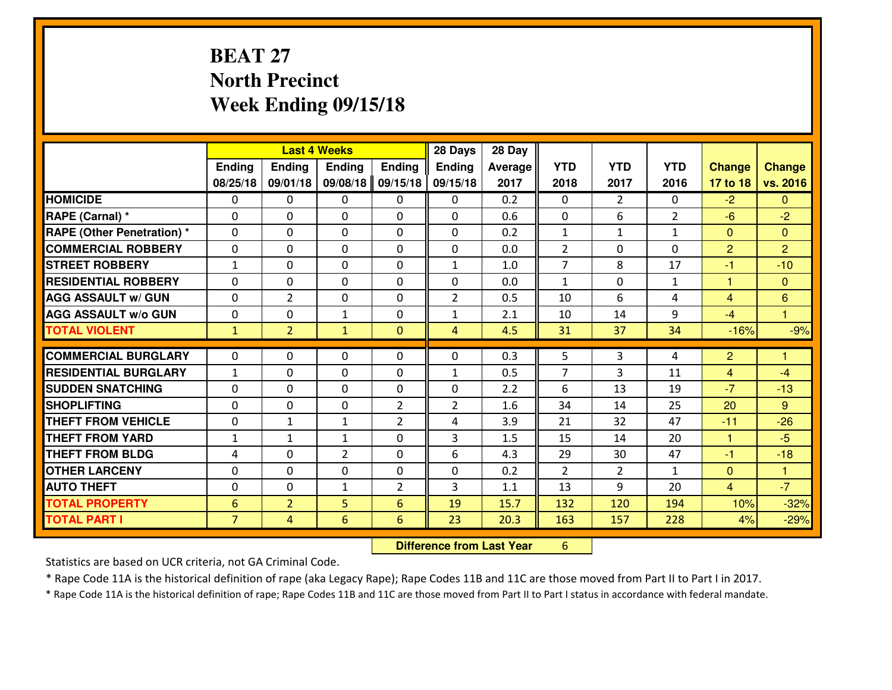# BEAT 27
## North Precinct
## Week Ending 09/15/18

| | Last 4 Weeks | | | | 28 Days | 28 Day | | | | | |
|---|---|---|---|---|---|---|---|---|---|---|---|
| | Ending 08/25/18 | Ending 09/01/18 | Ending 09/08/18 | Ending 09/15/18 | Ending 09/15/18 | Average 2017 | YTD 2018 | YTD 2017 | YTD 2016 | Change 17 to 18 | Change vs. 2016 |
| HOMICIDE | 0 | 0 | 0 | 0 | 0 | 0.2 | 0 | 2 | 0 | -2 | 0 |
| RAPE (Carnal) * | 0 | 0 | 0 | 0 | 0 | 0.6 | 0 | 6 | 2 | -6 | -2 |
| RAPE (Other Penetration) * | 0 | 0 | 0 | 0 | 0 | 0.2 | 1 | 1 | 1 | 0 | 0 |
| COMMERCIAL ROBBERY | 0 | 0 | 0 | 0 | 0 | 0.0 | 2 | 0 | 0 | 2 | 2 |
| STREET ROBBERY | 1 | 0 | 0 | 0 | 1 | 1.0 | 7 | 8 | 17 | -1 | -10 |
| RESIDENTIAL ROBBERY | 0 | 0 | 0 | 0 | 0 | 0.0 | 1 | 0 | 1 | 1 | 0 |
| AGG ASSAULT w/ GUN | 0 | 2 | 0 | 0 | 2 | 0.5 | 10 | 6 | 4 | 4 | 6 |
| AGG ASSAULT w/o GUN | 0 | 0 | 1 | 0 | 1 | 2.1 | 10 | 14 | 9 | -4 | 1 |
| TOTAL VIOLENT | 1 | 2 | 1 | 0 | 4 | 4.5 | 31 | 37 | 34 | -16% | -9% |
| COMMERCIAL BURGLARY | 0 | 0 | 0 | 0 | 0 | 0.3 | 5 | 3 | 4 | 2 | 1 |
| RESIDENTIAL BURGLARY | 1 | 0 | 0 | 0 | 1 | 0.5 | 7 | 3 | 11 | 4 | -4 |
| SUDDEN SNATCHING | 0 | 0 | 0 | 0 | 0 | 2.2 | 6 | 13 | 19 | -7 | -13 |
| SHOPLIFTING | 0 | 0 | 0 | 2 | 2 | 1.6 | 34 | 14 | 25 | 20 | 9 |
| THEFT FROM VEHICLE | 0 | 1 | 1 | 2 | 4 | 3.9 | 21 | 32 | 47 | -11 | -26 |
| THEFT FROM YARD | 1 | 1 | 1 | 0 | 3 | 1.5 | 15 | 14 | 20 | 1 | -5 |
| THEFT FROM BLDG | 4 | 0 | 2 | 0 | 6 | 4.3 | 29 | 30 | 47 | -1 | -18 |
| OTHER LARCENY | 0 | 0 | 0 | 0 | 0 | 0.2 | 2 | 2 | 1 | 0 | 1 |
| AUTO THEFT | 0 | 0 | 1 | 2 | 3 | 1.1 | 13 | 9 | 20 | 4 | -7 |
| TOTAL PROPERTY | 6 | 2 | 5 | 6 | 19 | 15.7 | 132 | 120 | 194 | 10% | -32% |
| TOTAL PART I | 7 | 4 | 6 | 6 | 23 | 20.3 | 163 | 157 | 228 | 4% | -29% |

**Difference from Last Year** 6

Statistics are based on UCR criteria, not GA Criminal Code.

* Rape Code 11A is the historical definition of rape (aka Legacy Rape); Rape Codes 11B and 11C are those moved from Part II to Part I in 2017.

* Rape Code 11A is the historical definition of rape; Rape Codes 11B and 11C are those moved from Part II to Part I status in accordance with federal mandate.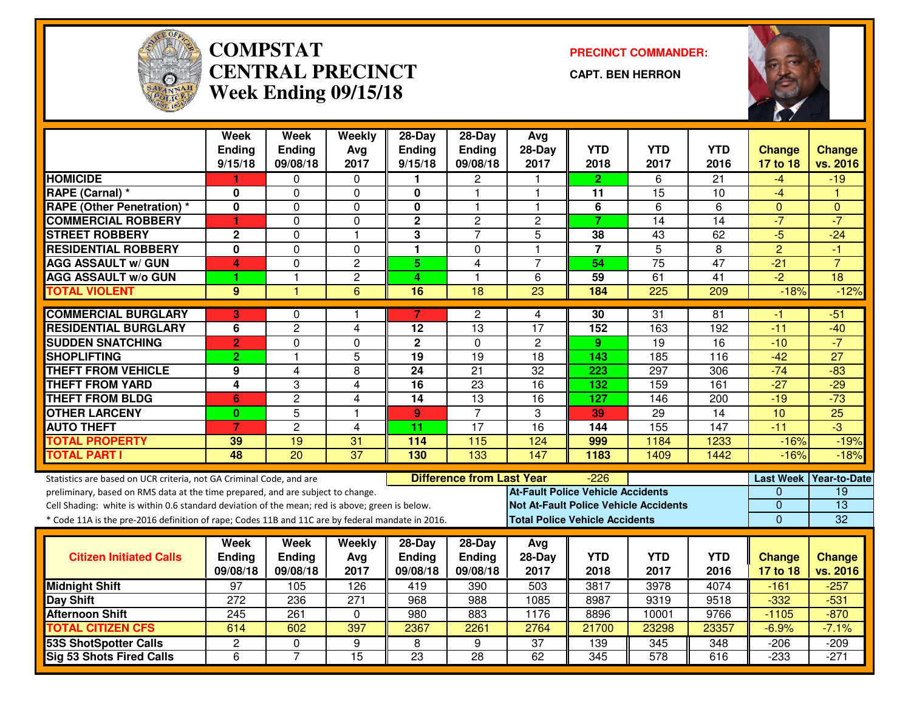# COMPSTAT
# CENTRAL PRECINCT
## Week Ending 09/15/18

**PRECINCT COMMANDER:**

**CAPT. BEN HERRON**

| | Week Ending 9/15/18 | Week Ending 09/08/18 | Weekly Avg 2017 | 28-Day Ending 9/15/18 | 28-Day Ending 09/08/18 | Avg 28-Day 2017 | YTD 2018 | YTD 2017 | YTD 2016 | Change 17 to 18 | Change vs. 2016 |
|---|---|---|---|---|---|---|---|---|---|---|---|
| HOMICIDE | 1 | 0 | 0 | 1 | 2 | 1 | 2 | 6 | 21 | -4 | -19 |
| RAPE (Carnal) * | 0 | 0 | 0 | 0 | 1 | 1 | 11 | 15 | 10 | -4 | 1 |
| RAPE (Other Penetration) * | 0 | 0 | 0 | 0 | 1 | 1 | 6 | 6 | 6 | 0 | 0 |
| COMMERCIAL ROBBERY | 1 | 0 | 0 | 2 | 2 | 2 | 7 | 14 | 14 | -7 | -7 |
| STREET ROBBERY | 2 | 0 | 1 | 3 | 7 | 5 | 38 | 43 | 62 | -5 | -24 |
| RESIDENTIAL ROBBERY | 0 | 0 | 0 | 1 | 0 | 1 | 7 | 5 | 8 | 2 | -1 |
| AGG ASSAULT w/ GUN | 4 | 0 | 2 | 5 | 4 | 7 | 54 | 75 | 47 | -21 | 7 |
| AGG ASSAULT w/o GUN | 1 | 1 | 2 | 4 | 1 | 6 | 59 | 61 | 41 | -2 | 18 |
| TOTAL VIOLENT | 9 | 1 | 6 | 16 | 18 | 23 | 184 | 225 | 209 | -18% | -12% |
| COMMERCIAL BURGLARY | 3 | 0 | 1 | 7 | 2 | 4 | 30 | 31 | 81 | -1 | -51 |
| RESIDENTIAL BURGLARY | 6 | 2 | 4 | 12 | 13 | 17 | 152 | 163 | 192 | -11 | -40 |
| SUDDEN SNATCHING | 2 | 0 | 0 | 2 | 0 | 2 | 9 | 19 | 16 | -10 | -7 |
| SHOPLIFTING | 2 | 1 | 5 | 19 | 19 | 18 | 143 | 185 | 116 | -42 | 27 |
| THEFT FROM VEHICLE | 9 | 4 | 8 | 24 | 21 | 32 | 223 | 297 | 306 | -74 | -83 |
| THEFT FROM YARD | 4 | 3 | 4 | 16 | 23 | 16 | 132 | 159 | 161 | -27 | -29 |
| THEFT FROM BLDG | 6 | 2 | 4 | 14 | 13 | 16 | 127 | 146 | 200 | -19 | -73 |
| OTHER LARCENY | 0 | 5 | 1 | 9 | 7 | 3 | 39 | 29 | 14 | 10 | 25 |
| AUTO THEFT | 7 | 2 | 4 | 11 | 17 | 16 | 144 | 155 | 147 | -11 | -3 |
| TOTAL PROPERTY | 39 | 19 | 31 | 114 | 115 | 124 | 999 | 1184 | 1233 | -16% | -19% |
| TOTAL PART I | 48 | 20 | 37 | 130 | 133 | 147 | 1183 | 1409 | 1442 | -16% | -18% |

Statistics are based on UCR criteria, not GA Criminal Code, and are preliminary, based on RMS data at the time prepared, and are subject to change.

Cell Shading: white is within 0.6 standard deviation of the mean; red is above; green is below.

* Code 11A is the pre-2016 definition of rape; Codes 11B and 11C are by federal mandate in 2016.

**Difference from Last Year**: -226

| | Last Week | Year-to-Date |
|---|---|---|
| At-Fault Police Vehicle Accidents | 0 | 19 |
| Not At-Fault Police Vehicle Accidents | 0 | 13 |
| Total Police Vehicle Accidents | 0 | 32 |

| Citizen Initiated Calls | Week Ending 09/08/18 | Week Ending 09/08/18 | Weekly Avg 2017 | 28-Day Ending 09/08/18 | 28-Day Ending 09/08/18 | Avg 28-Day 2017 | YTD 2018 | YTD 2017 | YTD 2016 | Change 17 to 18 | Change vs. 2016 |
|---|---|---|---|---|---|---|---|---|---|---|---|
| Midnight Shift | 97 | 105 | 126 | 419 | 390 | 503 | 3817 | 3978 | 4074 | -161 | -257 |
| Day Shift | 272 | 236 | 271 | 968 | 988 | 1085 | 8987 | 9319 | 9518 | -332 | -531 |
| Afternoon Shift | 245 | 261 | 0 | 980 | 883 | 1176 | 8896 | 10001 | 9766 | -1105 | -870 |
| TOTAL CITIZEN CFS | 614 | 602 | 397 | 2367 | 2261 | 2764 | 21700 | 23298 | 23357 | -6.9% | -7.1% |
| 53S ShotSpotter Calls | 2 | 0 | 9 | 8 | 9 | 37 | 139 | 345 | 348 | -206 | -209 |
| Sig 53 Shots Fired Calls | 6 | 7 | 15 | 23 | 28 | 62 | 345 | 578 | 616 | -233 | -271 |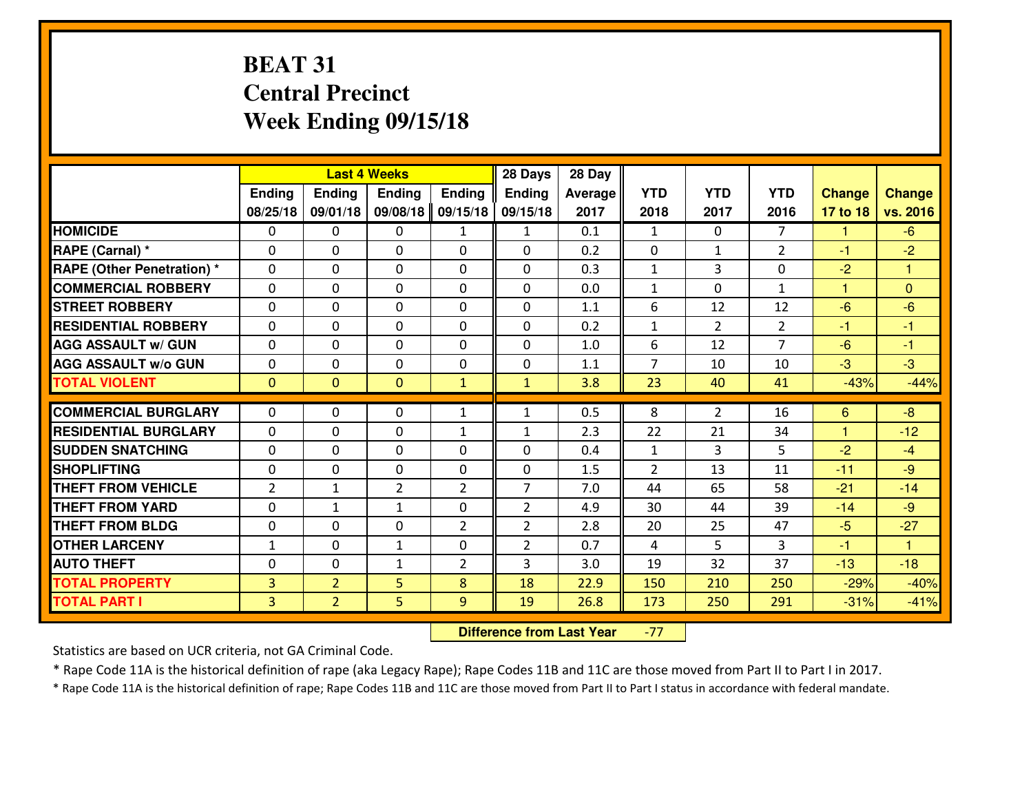# BEAT 31
## Central Precinct
## Week Ending 09/15/18

| | Last 4 Weeks | | | | 28 Days | 28 Day | | | | | |
|---|---|---|---|---|---|---|---|---|---|---|---|
| | Ending 08/25/18 | Ending 09/01/18 | Ending 09/08/18 | Ending 09/15/18 | Ending 09/15/18 | Average 2017 | YTD 2018 | YTD 2017 | YTD 2016 | Change 17 to 18 | Change vs. 2016 |
| HOMICIDE | 0 | 0 | 0 | 1 | 1 | 0.1 | 1 | 0 | 7 | 1 | -6 |
| RAPE (Carnal) * | 0 | 0 | 0 | 0 | 0 | 0.2 | 0 | 1 | 2 | -1 | -2 |
| RAPE (Other Penetration) * | 0 | 0 | 0 | 0 | 0 | 0.3 | 1 | 3 | 0 | -2 | 1 |
| COMMERCIAL ROBBERY | 0 | 0 | 0 | 0 | 0 | 0.0 | 1 | 0 | 1 | 1 | 0 |
| STREET ROBBERY | 0 | 0 | 0 | 0 | 0 | 1.1 | 6 | 12 | 12 | -6 | -6 |
| RESIDENTIAL ROBBERY | 0 | 0 | 0 | 0 | 0 | 0.2 | 1 | 2 | 2 | -1 | -1 |
| AGG ASSAULT w/ GUN | 0 | 0 | 0 | 0 | 0 | 1.0 | 6 | 12 | 7 | -6 | -1 |
| AGG ASSAULT w/o GUN | 0 | 0 | 0 | 0 | 0 | 1.1 | 7 | 10 | 10 | -3 | -3 |
| TOTAL VIOLENT | 0 | 0 | 0 | 1 | 1 | 3.8 | 23 | 40 | 41 | -43% | -44% |
| COMMERCIAL BURGLARY | 0 | 0 | 0 | 1 | 1 | 0.5 | 8 | 2 | 16 | 6 | -8 |
| RESIDENTIAL BURGLARY | 0 | 0 | 0 | 1 | 1 | 2.3 | 22 | 21 | 34 | 1 | -12 |
| SUDDEN SNATCHING | 0 | 0 | 0 | 0 | 0 | 0.4 | 1 | 3 | 5 | -2 | -4 |
| SHOPLIFTING | 0 | 0 | 0 | 0 | 0 | 1.5 | 2 | 13 | 11 | -11 | -9 |
| THEFT FROM VEHICLE | 2 | 1 | 2 | 2 | 7 | 7.0 | 44 | 65 | 58 | -21 | -14 |
| THEFT FROM YARD | 0 | 1 | 1 | 0 | 2 | 4.9 | 30 | 44 | 39 | -14 | -9 |
| THEFT FROM BLDG | 0 | 0 | 0 | 2 | 2 | 2.8 | 20 | 25 | 47 | -5 | -27 |
| OTHER LARCENY | 1 | 0 | 1 | 0 | 2 | 0.7 | 4 | 5 | 3 | -1 | 1 |
| AUTO THEFT | 0 | 0 | 1 | 2 | 3 | 3.0 | 19 | 32 | 37 | -13 | -18 |
| TOTAL PROPERTY | 3 | 2 | 5 | 8 | 18 | 22.9 | 150 | 210 | 250 | -29% | -40% |
| TOTAL PART I | 3 | 2 | 5 | 9 | 19 | 26.8 | 173 | 250 | 291 | -31% | -41% |

**Difference from Last Year** -77

Statistics are based on UCR criteria, not GA Criminal Code.

* Rape Code 11A is the historical definition of rape (aka Legacy Rape); Rape Codes 11B and 11C are those moved from Part II to Part I in 2017.

* Rape Code 11A is the historical definition of rape; Rape Codes 11B and 11C are those moved from Part II to Part I status in accordance with federal mandate.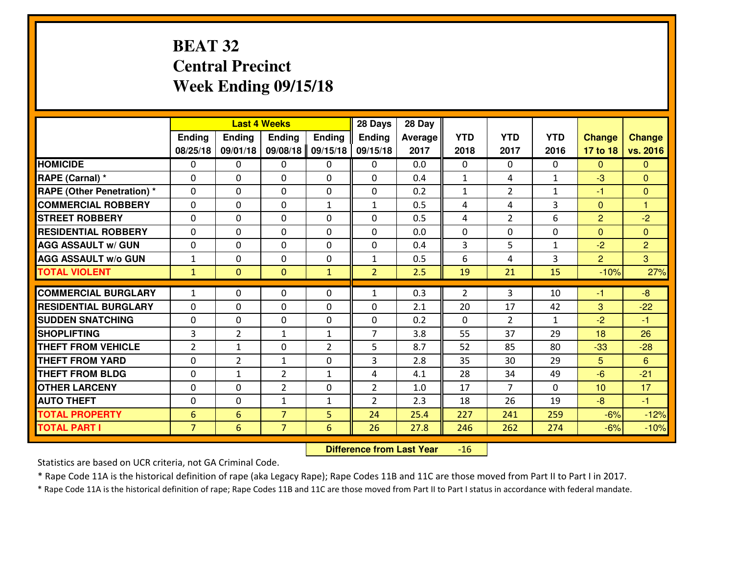# BEAT 32
# Central Precinct
# Week Ending 09/15/18

| | Last 4 Weeks | | | | 28 Days | 28 Day | | | | | |
|---|---|---|---|---|---|---|---|---|---|---|---|
| | Ending 08/25/18 | Ending 09/01/18 | Ending 09/08/18 | Ending 09/15/18 | Ending 09/15/18 | Average 2017 | YTD 2018 | YTD 2017 | YTD 2016 | Change 17 to 18 | Change vs. 2016 |
| **HOMICIDE** | 0 | 0 | 0 | 0 | 0 | 0.0 | 0 | 0 | 0 | 0 | 0 |
| **RAPE (Carnal) *** | 0 | 0 | 0 | 0 | 0 | 0.4 | 1 | 4 | 1 | -3 | 0 |
| **RAPE (Other Penetration) *** | 0 | 0 | 0 | 0 | 0 | 0.2 | 1 | 2 | 1 | -1 | 0 |
| **COMMERCIAL ROBBERY** | 0 | 0 | 0 | 1 | 1 | 0.5 | 4 | 4 | 3 | 0 | 1 |
| **STREET ROBBERY** | 0 | 0 | 0 | 0 | 0 | 0.5 | 4 | 2 | 6 | 2 | -2 |
| **RESIDENTIAL ROBBERY** | 0 | 0 | 0 | 0 | 0 | 0.0 | 0 | 0 | 0 | 0 | 0 |
| **AGG ASSAULT w/ GUN** | 0 | 0 | 0 | 0 | 0 | 0.4 | 3 | 5 | 1 | -2 | 2 |
| **AGG ASSAULT w/o GUN** | 1 | 0 | 0 | 0 | 1 | 0.5 | 6 | 4 | 3 | 2 | 3 |
| **TOTAL VIOLENT** | 1 | 0 | 0 | 1 | 2 | 2.5 | 19 | 21 | 15 | -10% | 27% |
| **COMMERCIAL BURGLARY** | 1 | 0 | 0 | 0 | 1 | 0.3 | 2 | 3 | 10 | -1 | -8 |
| **RESIDENTIAL BURGLARY** | 0 | 0 | 0 | 0 | 0 | 2.1 | 20 | 17 | 42 | 3 | -22 |
| **SUDDEN SNATCHING** | 0 | 0 | 0 | 0 | 0 | 0.2 | 0 | 2 | 1 | -2 | -1 |
| **SHOPLIFTING** | 3 | 2 | 1 | 1 | 7 | 3.8 | 55 | 37 | 29 | 18 | 26 |
| **THEFT FROM VEHICLE** | 2 | 1 | 0 | 2 | 5 | 8.7 | 52 | 85 | 80 | -33 | -28 |
| **THEFT FROM YARD** | 0 | 2 | 1 | 0 | 3 | 2.8 | 35 | 30 | 29 | 5 | 6 |
| **THEFT FROM BLDG** | 0 | 1 | 2 | 1 | 4 | 4.1 | 28 | 34 | 49 | -6 | -21 |
| **OTHER LARCENY** | 0 | 0 | 2 | 0 | 2 | 1.0 | 17 | 7 | 0 | 10 | 17 |
| **AUTO THEFT** | 0 | 0 | 1 | 1 | 2 | 2.3 | 18 | 26 | 19 | -8 | -1 |
| **TOTAL PROPERTY** | 6 | 6 | 7 | 5 | 24 | 25.4 | 227 | 241 | 259 | -6% | -12% |
| **TOTAL PART I** | 7 | 6 | 7 | 6 | 26 | 27.8 | 246 | 262 | 274 | -6% | -10% |

**Difference from Last Year** -16

Statistics are based on UCR criteria, not GA Criminal Code.

* Rape Code 11A is the historical definition of rape (aka Legacy Rape); Rape Codes 11B and 11C are those moved from Part II to Part I in 2017.

* Rape Code 11A is the historical definition of rape; Rape Codes 11B and 11C are those moved from Part II to Part I status in accordance with federal mandate.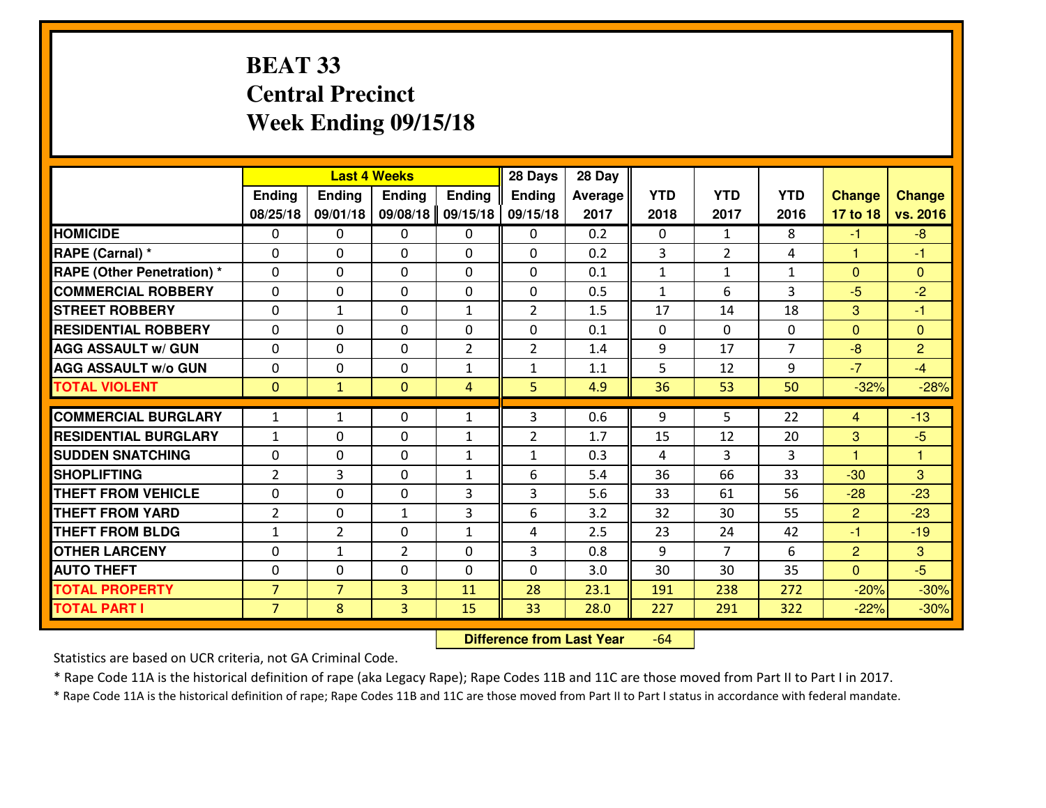# BEAT 33
## Central Precinct
## Week Ending 09/15/18

| | Last 4 Weeks | | | | 28 Days | 28 Day | | | | | |
|---|---|---|---|---|---|---|---|---|---|---|---|
| | Ending 08/25/18 | Ending 09/01/18 | Ending 09/08/18 | Ending 09/15/18 | Ending 09/15/18 | Average 2017 | YTD 2018 | YTD 2017 | YTD 2016 | Change 17 to 18 | Change vs. 2016 |
| HOMICIDE | 0 | 0 | 0 | 0 | 0 | 0.2 | 0 | 1 | 8 | -1 | -8 |
| RAPE (Carnal) * | 0 | 0 | 0 | 0 | 0 | 0.2 | 3 | 2 | 4 | 1 | -1 |
| RAPE (Other Penetration) * | 0 | 0 | 0 | 0 | 0 | 0.1 | 1 | 1 | 1 | 0 | 0 |
| COMMERCIAL ROBBERY | 0 | 0 | 0 | 0 | 0 | 0.5 | 1 | 6 | 3 | -5 | -2 |
| STREET ROBBERY | 0 | 1 | 0 | 1 | 2 | 1.5 | 17 | 14 | 18 | 3 | -1 |
| RESIDENTIAL ROBBERY | 0 | 0 | 0 | 0 | 0 | 0.1 | 0 | 0 | 0 | 0 | 0 |
| AGG ASSAULT w/ GUN | 0 | 0 | 0 | 2 | 2 | 1.4 | 9 | 17 | 7 | -8 | 2 |
| AGG ASSAULT w/o GUN | 0 | 0 | 0 | 1 | 1 | 1.1 | 5 | 12 | 9 | -7 | -4 |
| TOTAL VIOLENT | 0 | 1 | 0 | 4 | 5 | 4.9 | 36 | 53 | 50 | -32% | -28% |
| COMMERCIAL BURGLARY | 1 | 1 | 0 | 1 | 3 | 0.6 | 9 | 5 | 22 | 4 | -13 |
| RESIDENTIAL BURGLARY | 1 | 0 | 0 | 1 | 2 | 1.7 | 15 | 12 | 20 | 3 | -5 |
| SUDDEN SNATCHING | 0 | 0 | 0 | 1 | 1 | 0.3 | 4 | 3 | 3 | 1 | 1 |
| SHOPLIFTING | 2 | 3 | 0 | 1 | 6 | 5.4 | 36 | 66 | 33 | -30 | 3 |
| THEFT FROM VEHICLE | 0 | 0 | 0 | 3 | 3 | 5.6 | 33 | 61 | 56 | -28 | -23 |
| THEFT FROM YARD | 2 | 0 | 1 | 3 | 6 | 3.2 | 32 | 30 | 55 | 2 | -23 |
| THEFT FROM BLDG | 1 | 2 | 0 | 1 | 4 | 2.5 | 23 | 24 | 42 | -1 | -19 |
| OTHER LARCENY | 0 | 1 | 2 | 0 | 3 | 0.8 | 9 | 7 | 6 | 2 | 3 |
| AUTO THEFT | 0 | 0 | 0 | 0 | 0 | 3.0 | 30 | 30 | 35 | 0 | -5 |
| TOTAL PROPERTY | 7 | 7 | 3 | 11 | 28 | 23.1 | 191 | 238 | 272 | -20% | -30% |
| TOTAL PART I | 7 | 8 | 3 | 15 | 33 | 28.0 | 227 | 291 | 322 | -22% | -30% |

**Difference from Last Year** -64

Statistics are based on UCR criteria, not GA Criminal Code.

* Rape Code 11A is the historical definition of rape (aka Legacy Rape); Rape Codes 11B and 11C are those moved from Part II to Part I in 2017.

* Rape Code 11A is the historical definition of rape; Rape Codes 11B and 11C are those moved from Part II to Part I status in accordance with federal mandate.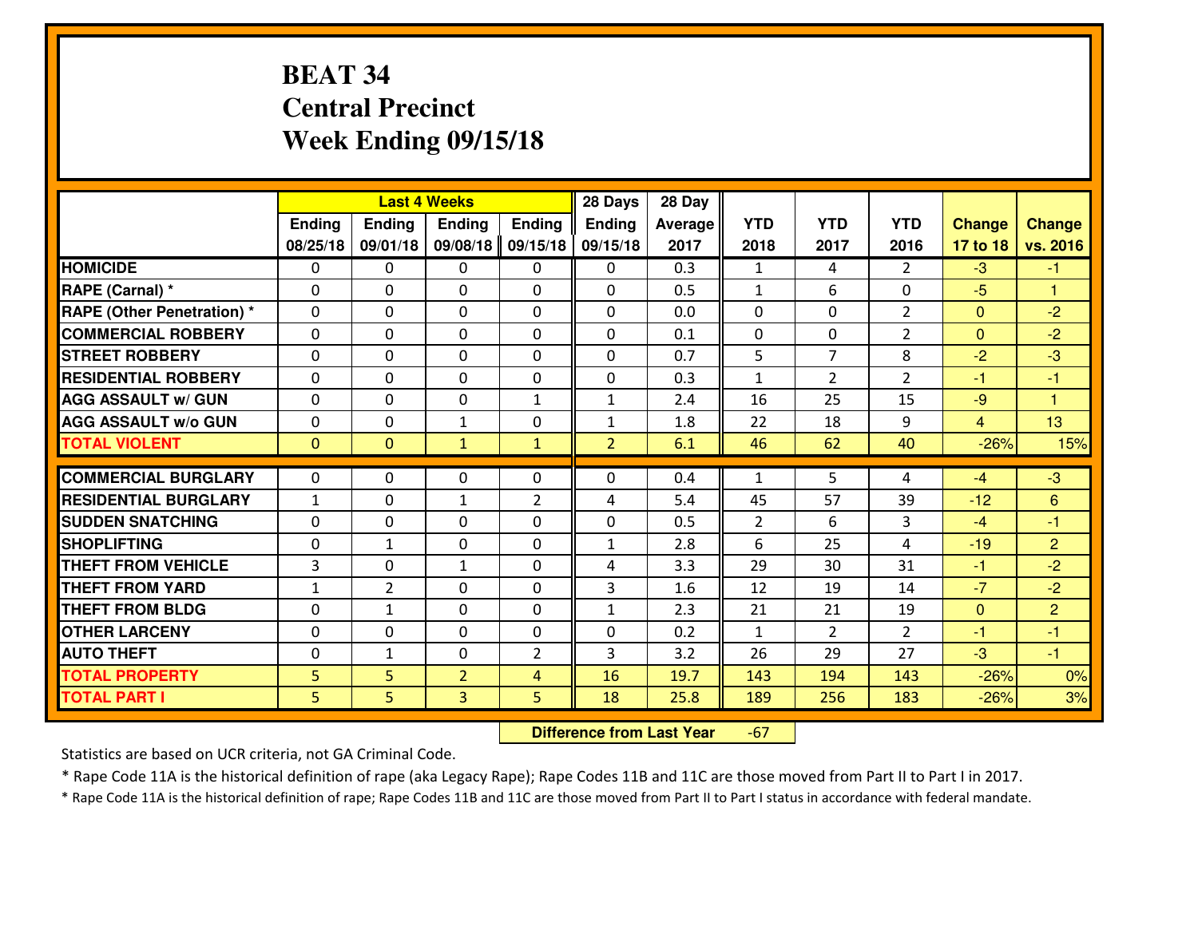# BEAT 34
## Central Precinct
## Week Ending 09/15/18

| | Last 4 Weeks | | | | 28 Days | 28 Day | | | | | |
|---|---|---|---|---|---|---|---|---|---|---|---|
| | Ending 08/25/18 | Ending 09/01/18 | Ending 09/08/18 | Ending 09/15/18 | Ending 09/15/18 | Average 2017 | YTD 2018 | YTD 2017 | YTD 2016 | Change 17 to 18 | Change vs. 2016 |
| **HOMICIDE** | 0 | 0 | 0 | 0 | 0 | 0.3 | 1 | 4 | 2 | -3 | -1 |
| **RAPE (Carnal) *** | 0 | 0 | 0 | 0 | 0 | 0.5 | 1 | 6 | 0 | -5 | 1 |
| **RAPE (Other Penetration) *** | 0 | 0 | 0 | 0 | 0 | 0.0 | 0 | 0 | 2 | 0 | -2 |
| **COMMERCIAL ROBBERY** | 0 | 0 | 0 | 0 | 0 | 0.1 | 0 | 0 | 2 | 0 | -2 |
| **STREET ROBBERY** | 0 | 0 | 0 | 0 | 0 | 0.7 | 5 | 7 | 8 | -2 | -3 |
| **RESIDENTIAL ROBBERY** | 0 | 0 | 0 | 0 | 0 | 0.3 | 1 | 2 | 2 | -1 | -1 |
| **AGG ASSAULT w/ GUN** | 0 | 0 | 0 | 1 | 1 | 2.4 | 16 | 25 | 15 | -9 | 1 |
| **AGG ASSAULT w/o GUN** | 0 | 0 | 1 | 0 | 1 | 1.8 | 22 | 18 | 9 | 4 | 13 |
| **TOTAL VIOLENT** | 0 | 0 | 1 | 1 | 2 | 6.1 | 46 | 62 | 40 | -26% | 15% |
| **COMMERCIAL BURGLARY** | 0 | 0 | 0 | 0 | 0 | 0.4 | 1 | 5 | 4 | -4 | -3 |
| **RESIDENTIAL BURGLARY** | 1 | 0 | 1 | 2 | 4 | 5.4 | 45 | 57 | 39 | -12 | 6 |
| **SUDDEN SNATCHING** | 0 | 0 | 0 | 0 | 0 | 0.5 | 2 | 6 | 3 | -4 | -1 |
| **SHOPLIFTING** | 0 | 1 | 0 | 0 | 1 | 2.8 | 6 | 25 | 4 | -19 | 2 |
| **THEFT FROM VEHICLE** | 3 | 0 | 1 | 0 | 4 | 3.3 | 29 | 30 | 31 | -1 | -2 |
| **THEFT FROM YARD** | 1 | 2 | 0 | 0 | 3 | 1.6 | 12 | 19 | 14 | -7 | -2 |
| **THEFT FROM BLDG** | 0 | 1 | 0 | 0 | 1 | 2.3 | 21 | 21 | 19 | 0 | 2 |
| **OTHER LARCENY** | 0 | 0 | 0 | 0 | 0 | 0.2 | 1 | 2 | 2 | -1 | -1 |
| **AUTO THEFT** | 0 | 1 | 0 | 2 | 3 | 3.2 | 26 | 29 | 27 | -3 | -1 |
| **TOTAL PROPERTY** | 5 | 5 | 2 | 4 | 16 | 19.7 | 143 | 194 | 143 | -26% | 0% |
| **TOTAL PART I** | 5 | 5 | 3 | 5 | 18 | 25.8 | 189 | 256 | 183 | -26% | 3% |

**Difference from Last Year** -67

Statistics are based on UCR criteria, not GA Criminal Code.

* Rape Code 11A is the historical definition of rape (aka Legacy Rape); Rape Codes 11B and 11C are those moved from Part II to Part I in 2017.

* Rape Code 11A is the historical definition of rape; Rape Codes 11B and 11C are those moved from Part II to Part I status in accordance with federal mandate.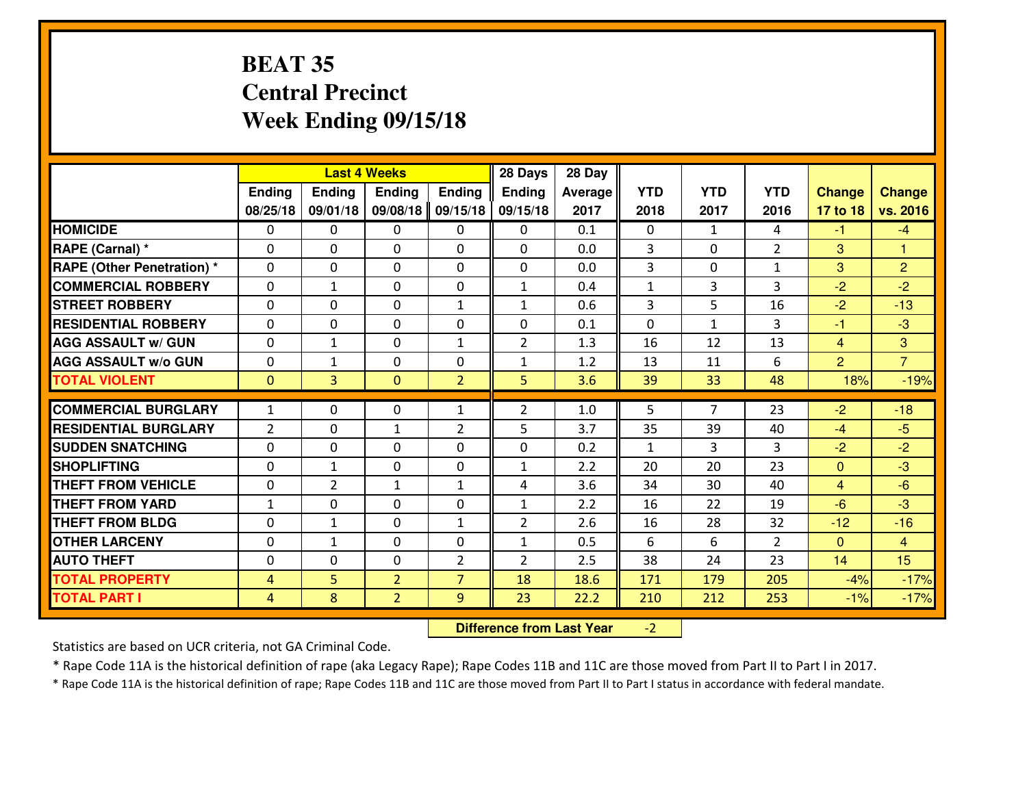# BEAT 35
## Central Precinct
## Week Ending 09/15/18

| | Last 4 Weeks | | | | 28 Days | 28 Day | | | | | |
|---|---|---|---|---|---|---|---|---|---|---|---|
| | Ending 08/25/18 | Ending 09/01/18 | Ending 09/08/18 | Ending 09/15/18 | Ending 09/15/18 | Average 2017 | YTD 2018 | YTD 2017 | YTD 2016 | Change 17 to 18 | Change vs. 2016 |
| HOMICIDE | 0 | 0 | 0 | 0 | 0 | 0.1 | 0 | 1 | 4 | -1 | -4 |
| RAPE (Carnal) * | 0 | 0 | 0 | 0 | 0 | 0.0 | 3 | 0 | 2 | 3 | 1 |
| RAPE (Other Penetration) * | 0 | 0 | 0 | 0 | 0 | 0.0 | 3 | 0 | 1 | 3 | 2 |
| COMMERCIAL ROBBERY | 0 | 1 | 0 | 0 | 1 | 0.4 | 1 | 3 | 3 | -2 | -2 |
| STREET ROBBERY | 0 | 0 | 0 | 1 | 1 | 0.6 | 3 | 5 | 16 | -2 | -13 |
| RESIDENTIAL ROBBERY | 0 | 0 | 0 | 0 | 0 | 0.1 | 0 | 1 | 3 | -1 | -3 |
| AGG ASSAULT w/ GUN | 0 | 1 | 0 | 1 | 2 | 1.3 | 16 | 12 | 13 | 4 | 3 |
| AGG ASSAULT w/o GUN | 0 | 1 | 0 | 0 | 1 | 1.2 | 13 | 11 | 6 | 2 | 7 |
| TOTAL VIOLENT | 0 | 3 | 0 | 2 | 5 | 3.6 | 39 | 33 | 48 | 18% | -19% |
| COMMERCIAL BURGLARY | 1 | 0 | 0 | 1 | 2 | 1.0 | 5 | 7 | 23 | -2 | -18 |
| RESIDENTIAL BURGLARY | 2 | 0 | 1 | 2 | 5 | 3.7 | 35 | 39 | 40 | -4 | -5 |
| SUDDEN SNATCHING | 0 | 0 | 0 | 0 | 0 | 0.2 | 1 | 3 | 3 | -2 | -2 |
| SHOPLIFTING | 0 | 1 | 0 | 0 | 1 | 2.2 | 20 | 20 | 23 | 0 | -3 |
| THEFT FROM VEHICLE | 0 | 2 | 1 | 1 | 4 | 3.6 | 34 | 30 | 40 | 4 | -6 |
| THEFT FROM YARD | 1 | 0 | 0 | 0 | 1 | 2.2 | 16 | 22 | 19 | -6 | -3 |
| THEFT FROM BLDG | 0 | 1 | 0 | 1 | 2 | 2.6 | 16 | 28 | 32 | -12 | -16 |
| OTHER LARCENY | 0 | 1 | 0 | 0 | 1 | 0.5 | 6 | 6 | 2 | 0 | 4 |
| AUTO THEFT | 0 | 0 | 0 | 2 | 2 | 2.5 | 38 | 24 | 23 | 14 | 15 |
| TOTAL PROPERTY | 4 | 5 | 2 | 7 | 18 | 18.6 | 171 | 179 | 205 | -4% | -17% |
| TOTAL PART I | 4 | 8 | 2 | 9 | 23 | 22.2 | 210 | 212 | 253 | -1% | -17% |

**Difference from Last Year** -2

Statistics are based on UCR criteria, not GA Criminal Code.

* Rape Code 11A is the historical definition of rape (aka Legacy Rape); Rape Codes 11B and 11C are those moved from Part II to Part I in 2017.

* Rape Code 11A is the historical definition of rape; Rape Codes 11B and 11C are those moved from Part II to Part I status in accordance with federal mandate.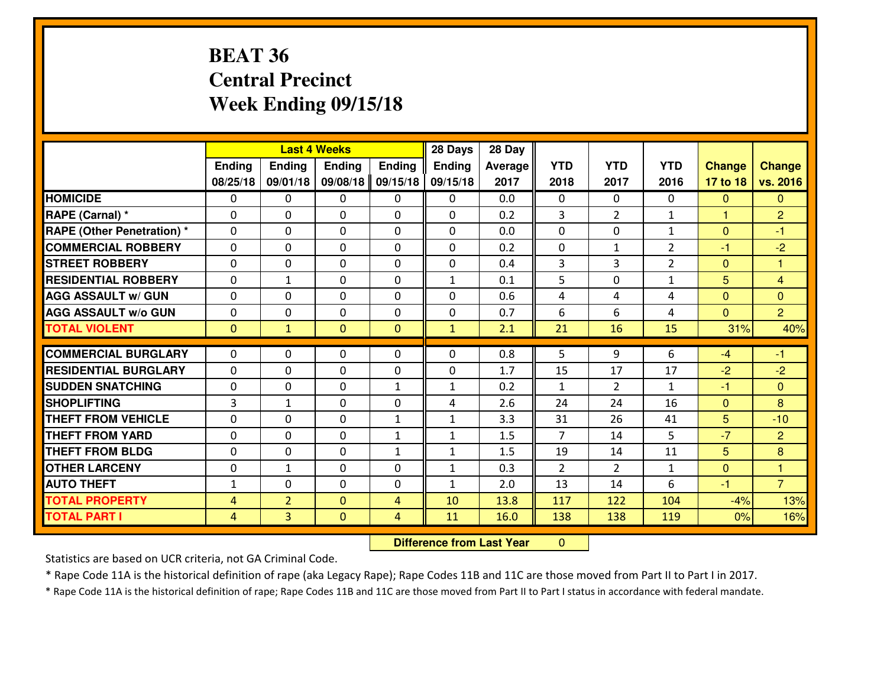# BEAT 36
## Central Precinct
## Week Ending 09/15/18

| | Last 4 Weeks | | | | 28 Days | 28 Day | | | | | |
|---|---|---|---|---|---|---|---|---|---|---|---|
| | Ending 08/25/18 | Ending 09/01/18 | Ending 09/08/18 | Ending 09/15/18 | Ending 09/15/18 | Average 2017 | YTD 2018 | YTD 2017 | YTD 2016 | Change 17 to 18 | Change vs. 2016 |
| **HOMICIDE** | 0 | 0 | 0 | 0 | 0 | 0.0 | 0 | 0 | 0 | 0 | 0 |
| **RAPE (Carnal) *** | 0 | 0 | 0 | 0 | 0 | 0.2 | 3 | 2 | 1 | 1 | 2 |
| **RAPE (Other Penetration) *** | 0 | 0 | 0 | 0 | 0 | 0.0 | 0 | 0 | 1 | 0 | -1 |
| **COMMERCIAL ROBBERY** | 0 | 0 | 0 | 0 | 0 | 0.2 | 0 | 1 | 2 | -1 | -2 |
| **STREET ROBBERY** | 0 | 0 | 0 | 0 | 0 | 0.4 | 3 | 3 | 2 | 0 | 1 |
| **RESIDENTIAL ROBBERY** | 0 | 1 | 0 | 0 | 1 | 0.1 | 5 | 0 | 1 | 5 | 4 |
| **AGG ASSAULT w/ GUN** | 0 | 0 | 0 | 0 | 0 | 0.6 | 4 | 4 | 4 | 0 | 0 |
| **AGG ASSAULT w/o GUN** | 0 | 0 | 0 | 0 | 0 | 0.7 | 6 | 6 | 4 | 0 | 2 |
| **TOTAL VIOLENT** | 0 | 1 | 0 | 0 | 1 | 2.1 | 21 | 16 | 15 | 31% | 40% |
| **COMMERCIAL BURGLARY** | 0 | 0 | 0 | 0 | 0 | 0.8 | 5 | 9 | 6 | -4 | -1 |
| **RESIDENTIAL BURGLARY** | 0 | 0 | 0 | 0 | 0 | 1.7 | 15 | 17 | 17 | -2 | -2 |
| **SUDDEN SNATCHING** | 0 | 0 | 0 | 1 | 1 | 0.2 | 1 | 2 | 1 | -1 | 0 |
| **SHOPLIFTING** | 3 | 1 | 0 | 0 | 4 | 2.6 | 24 | 24 | 16 | 0 | 8 |
| **THEFT FROM VEHICLE** | 0 | 0 | 0 | 1 | 1 | 3.3 | 31 | 26 | 41 | 5 | -10 |
| **THEFT FROM YARD** | 0 | 0 | 0 | 1 | 1 | 1.5 | 7 | 14 | 5 | -7 | 2 |
| **THEFT FROM BLDG** | 0 | 0 | 0 | 1 | 1 | 1.5 | 19 | 14 | 11 | 5 | 8 |
| **OTHER LARCENY** | 0 | 1 | 0 | 0 | 1 | 0.3 | 2 | 2 | 1 | 0 | 1 |
| **AUTO THEFT** | 1 | 0 | 0 | 0 | 1 | 2.0 | 13 | 14 | 6 | -1 | 7 |
| **TOTAL PROPERTY** | 4 | 2 | 0 | 4 | 10 | 13.8 | 117 | 122 | 104 | -4% | 13% |
| **TOTAL PART I** | 4 | 3 | 0 | 4 | 11 | 16.0 | 138 | 138 | 119 | 0% | 16% |

**Difference from Last Year** 0

Statistics are based on UCR criteria, not GA Criminal Code.

* Rape Code 11A is the historical definition of rape (aka Legacy Rape); Rape Codes 11B and 11C are those moved from Part II to Part I in 2017.

* Rape Code 11A is the historical definition of rape; Rape Codes 11B and 11C are those moved from Part II to Part I status in accordance with federal mandate.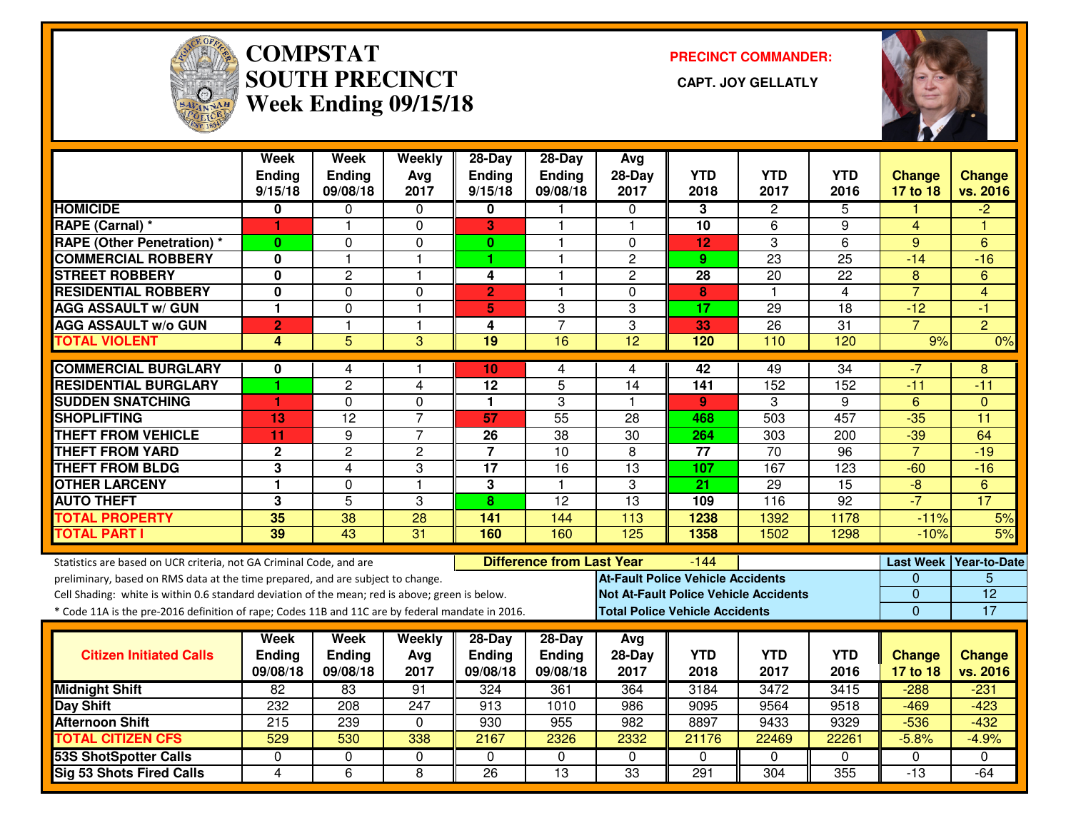# COMPSTAT SOUTH PRECINCT
## Week Ending 09/15/18

**PRECINCT COMMANDER:**

**CAPT. JOY GELLATLY**

| | Week Ending 9/15/18 | Week Ending 09/08/18 | Weekly Avg 2017 | 28-Day Ending 9/15/18 | 28-Day Ending 09/08/18 | Avg 28-Day 2017 | YTD 2018 | YTD 2017 | YTD 2016 | Change 17 to 18 | Change vs. 2016 |
|---|---|---|---|---|---|---|---|---|---|---|---|
| HOMICIDE | 0 | 0 | 0 | 0 | 1 | 0 | 3 | 2 | 5 | 1 | -2 |
| RAPE (Carnal) * | 1 | 1 | 0 | 3 | 1 | 1 | 10 | 6 | 9 | 4 | 1 |
| RAPE (Other Penetration) * | 0 | 0 | 0 | 0 | 1 | 0 | 12 | 3 | 6 | 9 | 6 |
| COMMERCIAL ROBBERY | 0 | 1 | 1 | 1 | 1 | 2 | 9 | 23 | 25 | -14 | -16 |
| STREET ROBBERY | 0 | 2 | 1 | 4 | 1 | 2 | 28 | 20 | 22 | 8 | 6 |
| RESIDENTIAL ROBBERY | 0 | 0 | 0 | 2 | 1 | 0 | 8 | 1 | 4 | 7 | 4 |
| AGG ASSAULT w/ GUN | 1 | 0 | 1 | 5 | 3 | 3 | 17 | 29 | 18 | -12 | -1 |
| AGG ASSAULT w/o GUN | 2 | 1 | 1 | 4 | 7 | 3 | 33 | 26 | 31 | 7 | 2 |
| TOTAL VIOLENT | 4 | 5 | 3 | 19 | 16 | 12 | 120 | 110 | 120 | 9% | 0% |
| COMMERCIAL BURGLARY | 0 | 4 | 1 | 10 | 4 | 4 | 42 | 49 | 34 | -7 | 8 |
| RESIDENTIAL BURGLARY | 1 | 2 | 4 | 12 | 5 | 14 | 141 | 152 | 152 | -11 | -11 |
| SUDDEN SNATCHING | 1 | 0 | 0 | 1 | 3 | 1 | 9 | 3 | 9 | 6 | 0 |
| SHOPLIFTING | 13 | 12 | 7 | 57 | 55 | 28 | 468 | 503 | 457 | -35 | 11 |
| THEFT FROM VEHICLE | 11 | 9 | 7 | 26 | 38 | 30 | 264 | 303 | 200 | -39 | 64 |
| THEFT FROM YARD | 2 | 2 | 2 | 7 | 10 | 8 | 77 | 70 | 96 | 7 | -19 |
| THEFT FROM BLDG | 3 | 4 | 3 | 17 | 16 | 13 | 107 | 167 | 123 | -60 | -16 |
| OTHER LARCENY | 1 | 0 | 1 | 3 | 1 | 3 | 21 | 29 | 15 | -8 | 6 |
| AUTO THEFT | 3 | 5 | 3 | 8 | 12 | 13 | 109 | 116 | 92 | -7 | 17 |
| TOTAL PROPERTY | 35 | 38 | 28 | 141 | 144 | 113 | 1238 | 1392 | 1178 | -11% | 5% |
| TOTAL PART I | 39 | 43 | 31 | 160 | 160 | 125 | 1358 | 1502 | 1298 | -10% | 5% |

Statistics are based on UCR criteria, not GA Criminal Code, and are preliminary, based on RMS data at the time prepared, and are subject to change.

Cell Shading: white is within 0.6 standard deviation of the mean; red is above; green is below.

* Code 11A is the pre-2016 definition of rape; Codes 11B and 11C are by federal mandate in 2016.

**Difference from Last Year:** -144

| | Last Week | Year-to-Date |
|---|---|---|
| At-Fault Police Vehicle Accidents | 0 | 5 |
| Not At-Fault Police Vehicle Accidents | 0 | 12 |
| Total Police Vehicle Accidents | 0 | 17 |

| Citizen Initiated Calls | Week Ending 09/08/18 | Week Ending 09/08/18 | Weekly Avg 2017 | 28-Day Ending 09/08/18 | 28-Day Ending 09/08/18 | Avg 28-Day 2017 | YTD 2018 | YTD 2017 | YTD 2016 | Change 17 to 18 | Change vs. 2016 |
|---|---|---|---|---|---|---|---|---|---|---|---|
| Midnight Shift | 82 | 83 | 91 | 324 | 361 | 364 | 3184 | 3472 | 3415 | -288 | -231 |
| Day Shift | 232 | 208 | 247 | 913 | 1010 | 986 | 9095 | 9564 | 9518 | -469 | -423 |
| Afternoon Shift | 215 | 239 | 0 | 930 | 955 | 982 | 8897 | 9433 | 9329 | -536 | -432 |
| TOTAL CITIZEN CFS | 529 | 530 | 338 | 2167 | 2326 | 2332 | 21176 | 22469 | 22261 | -5.8% | -4.9% |
| 53S ShotSpotter Calls | 0 | 0 | 0 | 0 | 0 | 0 | 0 | 0 | 0 | 0 | 0 |
| Sig 53 Shots Fired Calls | 4 | 6 | 8 | 26 | 13 | 33 | 291 | 304 | 355 | -13 | -64 |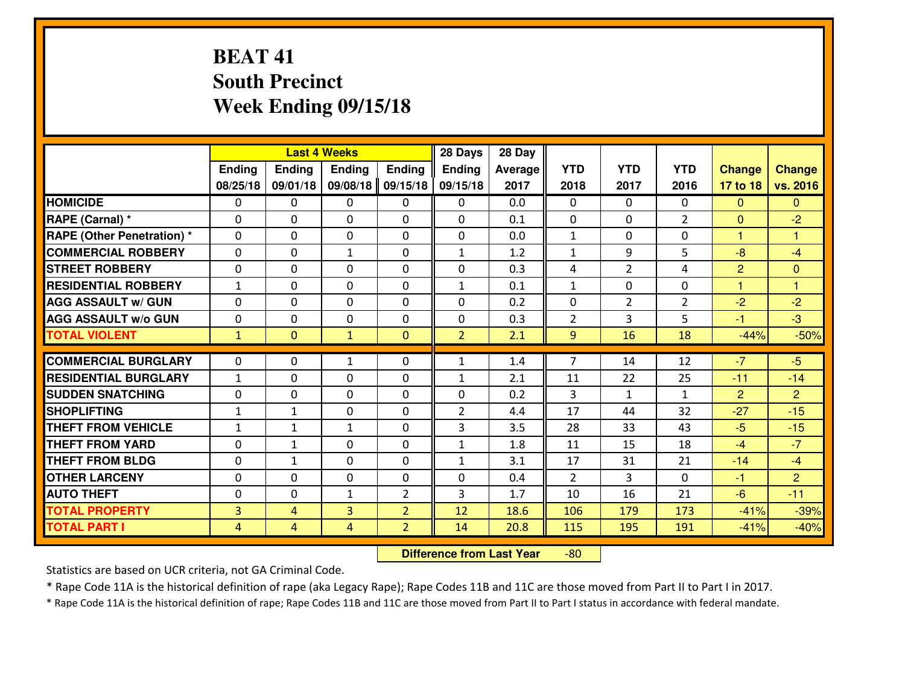# BEAT 41
## South Precinct
## Week Ending 09/15/18

| | Last 4 Weeks | | | | 28 Days | 28 Day | | | | | |
|---|---|---|---|---|---|---|---|---|---|---|---|
| | Ending 08/25/18 | Ending 09/01/18 | Ending 09/08/18 | Ending 09/15/18 | Ending 09/15/18 | Average 2017 | YTD 2018 | YTD 2017 | YTD 2016 | Change 17 to 18 | Change vs. 2016 |
| HOMICIDE | 0 | 0 | 0 | 0 | 0 | 0.0 | 0 | 0 | 0 | 0 | 0 |
| RAPE (Carnal) * | 0 | 0 | 0 | 0 | 0 | 0.1 | 0 | 0 | 2 | 0 | -2 |
| RAPE (Other Penetration) * | 0 | 0 | 0 | 0 | 0 | 0.0 | 1 | 0 | 0 | 1 | 1 |
| COMMERCIAL ROBBERY | 0 | 0 | 1 | 0 | 1 | 1.2 | 1 | 9 | 5 | -8 | -4 |
| STREET ROBBERY | 0 | 0 | 0 | 0 | 0 | 0.3 | 4 | 2 | 4 | 2 | 0 |
| RESIDENTIAL ROBBERY | 1 | 0 | 0 | 0 | 1 | 0.1 | 1 | 0 | 0 | 1 | 1 |
| AGG ASSAULT w/ GUN | 0 | 0 | 0 | 0 | 0 | 0.2 | 0 | 2 | 2 | -2 | -2 |
| AGG ASSAULT w/o GUN | 0 | 0 | 0 | 0 | 0 | 0.3 | 2 | 3 | 5 | -1 | -3 |
| TOTAL VIOLENT | 1 | 0 | 1 | 0 | 2 | 2.1 | 9 | 16 | 18 | -44% | -50% |
| COMMERCIAL BURGLARY | 0 | 0 | 1 | 0 | 1 | 1.4 | 7 | 14 | 12 | -7 | -5 |
| RESIDENTIAL BURGLARY | 1 | 0 | 0 | 0 | 1 | 2.1 | 11 | 22 | 25 | -11 | -14 |
| SUDDEN SNATCHING | 0 | 0 | 0 | 0 | 0 | 0.2 | 3 | 1 | 1 | 2 | 2 |
| SHOPLIFTING | 1 | 1 | 0 | 0 | 2 | 4.4 | 17 | 44 | 32 | -27 | -15 |
| THEFT FROM VEHICLE | 1 | 1 | 1 | 0 | 3 | 3.5 | 28 | 33 | 43 | -5 | -15 |
| THEFT FROM YARD | 0 | 1 | 0 | 0 | 1 | 1.8 | 11 | 15 | 18 | -4 | -7 |
| THEFT FROM BLDG | 0 | 1 | 0 | 0 | 1 | 3.1 | 17 | 31 | 21 | -14 | -4 |
| OTHER LARCENY | 0 | 0 | 0 | 0 | 0 | 0.4 | 2 | 3 | 0 | -1 | 2 |
| AUTO THEFT | 0 | 0 | 1 | 2 | 3 | 1.7 | 10 | 16 | 21 | -6 | -11 |
| TOTAL PROPERTY | 3 | 4 | 3 | 2 | 12 | 18.6 | 106 | 179 | 173 | -41% | -39% |
| TOTAL PART I | 4 | 4 | 4 | 2 | 14 | 20.8 | 115 | 195 | 191 | -41% | -40% |

**Difference from Last Year** -80

Statistics are based on UCR criteria, not GA Criminal Code.

* Rape Code 11A is the historical definition of rape (aka Legacy Rape); Rape Codes 11B and 11C are those moved from Part II to Part I in 2017.

* Rape Code 11A is the historical definition of rape; Rape Codes 11B and 11C are those moved from Part II to Part I status in accordance with federal mandate.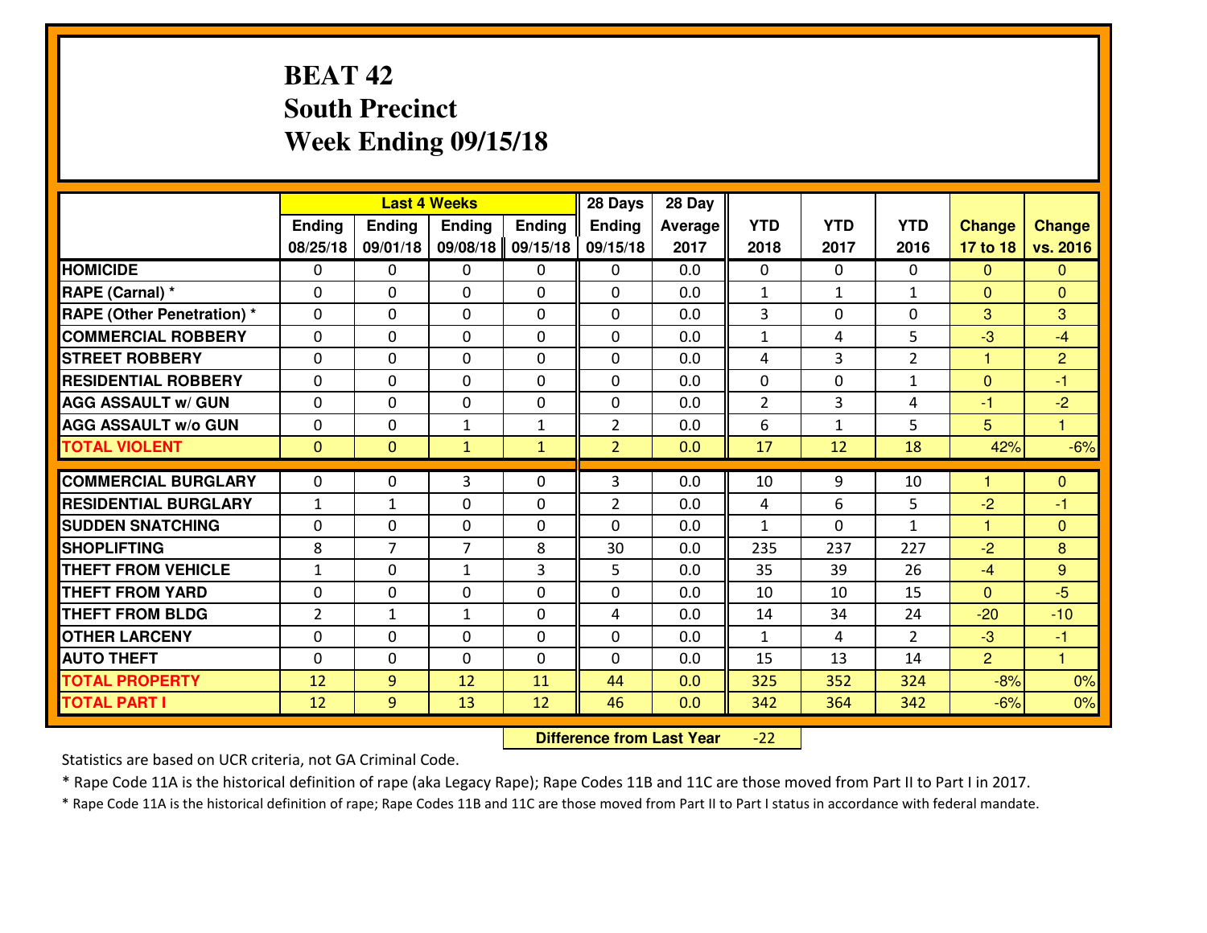# BEAT 42
## South Precinct
## Week Ending 09/15/18

| | Last 4 Weeks | | | | 28 Days | 28 Day | | | | | |
|---|---|---|---|---|---|---|---|---|---|---|---|
| | Ending 08/25/18 | Ending 09/01/18 | Ending 09/08/18 | Ending 09/15/18 | Ending 09/15/18 | Average 2017 | YTD 2018 | YTD 2017 | YTD 2016 | Change 17 to 18 | Change vs. 2016 |
| HOMICIDE | 0 | 0 | 0 | 0 | 0 | 0.0 | 0 | 0 | 0 | 0 | 0 |
| RAPE (Carnal) * | 0 | 0 | 0 | 0 | 0 | 0.0 | 1 | 1 | 1 | 0 | 0 |
| RAPE (Other Penetration) * | 0 | 0 | 0 | 0 | 0 | 0.0 | 3 | 0 | 0 | 3 | 3 |
| COMMERCIAL ROBBERY | 0 | 0 | 0 | 0 | 0 | 0.0 | 1 | 4 | 5 | -3 | -4 |
| STREET ROBBERY | 0 | 0 | 0 | 0 | 0 | 0.0 | 4 | 3 | 2 | 1 | 2 |
| RESIDENTIAL ROBBERY | 0 | 0 | 0 | 0 | 0 | 0.0 | 0 | 0 | 1 | 0 | -1 |
| AGG ASSAULT w/ GUN | 0 | 0 | 0 | 0 | 0 | 0.0 | 2 | 3 | 4 | -1 | -2 |
| AGG ASSAULT w/o GUN | 0 | 0 | 1 | 1 | 2 | 0.0 | 6 | 1 | 5 | 5 | 1 |
| TOTAL VIOLENT | 0 | 0 | 1 | 1 | 2 | 0.0 | 17 | 12 | 18 | 42% | -6% |
| COMMERCIAL BURGLARY | 0 | 0 | 3 | 0 | 3 | 0.0 | 10 | 9 | 10 | 1 | 0 |
| RESIDENTIAL BURGLARY | 1 | 1 | 0 | 0 | 2 | 0.0 | 4 | 6 | 5 | -2 | -1 |
| SUDDEN SNATCHING | 0 | 0 | 0 | 0 | 0 | 0.0 | 1 | 0 | 1 | 1 | 0 |
| SHOPLIFTING | 8 | 7 | 7 | 8 | 30 | 0.0 | 235 | 237 | 227 | -2 | 8 |
| THEFT FROM VEHICLE | 1 | 0 | 1 | 3 | 5 | 0.0 | 35 | 39 | 26 | -4 | 9 |
| THEFT FROM YARD | 0 | 0 | 0 | 0 | 0 | 0.0 | 10 | 10 | 15 | 0 | -5 |
| THEFT FROM BLDG | 2 | 1 | 1 | 0 | 4 | 0.0 | 14 | 34 | 24 | -20 | -10 |
| OTHER LARCENY | 0 | 0 | 0 | 0 | 0 | 0.0 | 1 | 4 | 2 | -3 | -1 |
| AUTO THEFT | 0 | 0 | 0 | 0 | 0 | 0.0 | 15 | 13 | 14 | 2 | 1 |
| TOTAL PROPERTY | 12 | 9 | 12 | 11 | 44 | 0.0 | 325 | 352 | 324 | -8% | 0% |
| TOTAL PART I | 12 | 9 | 13 | 12 | 46 | 0.0 | 342 | 364 | 342 | -6% | 0% |

**Difference from Last Year** -22

Statistics are based on UCR criteria, not GA Criminal Code.

* Rape Code 11A is the historical definition of rape (aka Legacy Rape); Rape Codes 11B and 11C are those moved from Part II to Part I in 2017.

* Rape Code 11A is the historical definition of rape; Rape Codes 11B and 11C are those moved from Part II to Part I status in accordance with federal mandate.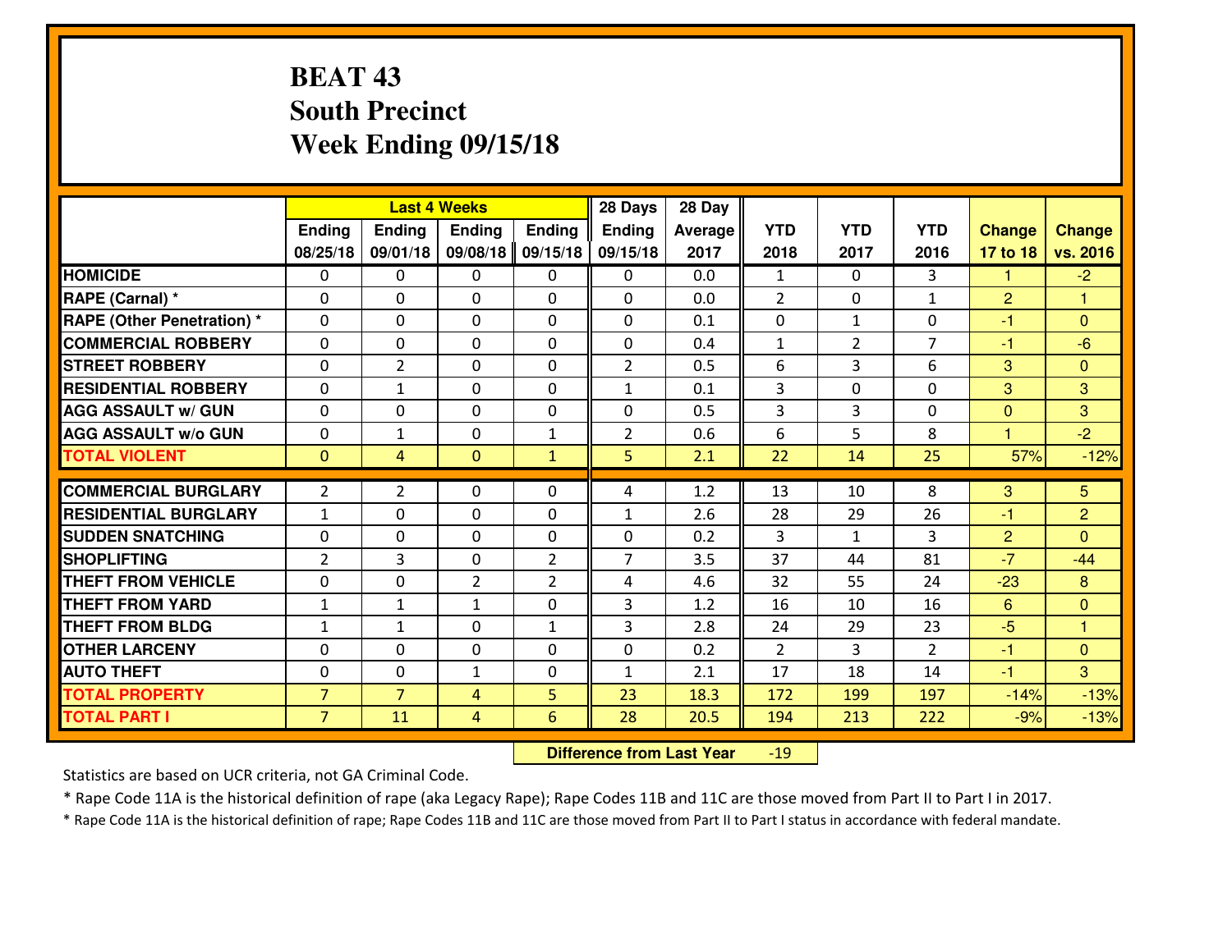# BEAT 43
## South Precinct
## Week Ending 09/15/18

| | Last 4 Weeks | | | | 28 Days | 28 Day | | | | | |
|---|---|---|---|---|---|---|---|---|---|---|---|
| | Ending 08/25/18 | Ending 09/01/18 | Ending 09/08/18 | Ending 09/15/18 | Ending 09/15/18 | Average 2017 | YTD 2018 | YTD 2017 | YTD 2016 | Change 17 to 18 | Change vs. 2016 |
| HOMICIDE | 0 | 0 | 0 | 0 | 0 | 0.0 | 1 | 0 | 3 | 1 | -2 |
| RAPE (Carnal) * | 0 | 0 | 0 | 0 | 0 | 0.0 | 2 | 0 | 1 | 2 | 1 |
| RAPE (Other Penetration) * | 0 | 0 | 0 | 0 | 0 | 0.1 | 0 | 1 | 0 | -1 | 0 |
| COMMERCIAL ROBBERY | 0 | 0 | 0 | 0 | 0 | 0.4 | 1 | 2 | 7 | -1 | -6 |
| STREET ROBBERY | 0 | 2 | 0 | 0 | 2 | 0.5 | 6 | 3 | 6 | 3 | 0 |
| RESIDENTIAL ROBBERY | 0 | 1 | 0 | 0 | 1 | 0.1 | 3 | 0 | 0 | 3 | 3 |
| AGG ASSAULT w/ GUN | 0 | 0 | 0 | 0 | 0 | 0.5 | 3 | 3 | 0 | 0 | 3 |
| AGG ASSAULT w/o GUN | 0 | 1 | 0 | 1 | 2 | 0.6 | 6 | 5 | 8 | 1 | -2 |
| TOTAL VIOLENT | 0 | 4 | 0 | 1 | 5 | 2.1 | 22 | 14 | 25 | 57% | -12% |
| COMMERCIAL BURGLARY | 2 | 2 | 0 | 0 | 4 | 1.2 | 13 | 10 | 8 | 3 | 5 |
| RESIDENTIAL BURGLARY | 1 | 0 | 0 | 0 | 1 | 2.6 | 28 | 29 | 26 | -1 | 2 |
| SUDDEN SNATCHING | 0 | 0 | 0 | 0 | 0 | 0.2 | 3 | 1 | 3 | 2 | 0 |
| SHOPLIFTING | 2 | 3 | 0 | 2 | 7 | 3.5 | 37 | 44 | 81 | -7 | -44 |
| THEFT FROM VEHICLE | 0 | 0 | 2 | 2 | 4 | 4.6 | 32 | 55 | 24 | -23 | 8 |
| THEFT FROM YARD | 1 | 1 | 1 | 0 | 3 | 1.2 | 16 | 10 | 16 | 6 | 0 |
| THEFT FROM BLDG | 1 | 1 | 0 | 1 | 3 | 2.8 | 24 | 29 | 23 | -5 | 1 |
| OTHER LARCENY | 0 | 0 | 0 | 0 | 0 | 0.2 | 2 | 3 | 2 | -1 | 0 |
| AUTO THEFT | 0 | 0 | 1 | 0 | 1 | 2.1 | 17 | 18 | 14 | -1 | 3 |
| TOTAL PROPERTY | 7 | 7 | 4 | 5 | 23 | 18.3 | 172 | 199 | 197 | -14% | -13% |
| TOTAL PART I | 7 | 11 | 4 | 6 | 28 | 20.5 | 194 | 213 | 222 | -9% | -13% |

**Difference from Last Year** -19

Statistics are based on UCR criteria, not GA Criminal Code.

* Rape Code 11A is the historical definition of rape (aka Legacy Rape); Rape Codes 11B and 11C are those moved from Part II to Part I in 2017.

* Rape Code 11A is the historical definition of rape; Rape Codes 11B and 11C are those moved from Part II to Part I status in accordance with federal mandate.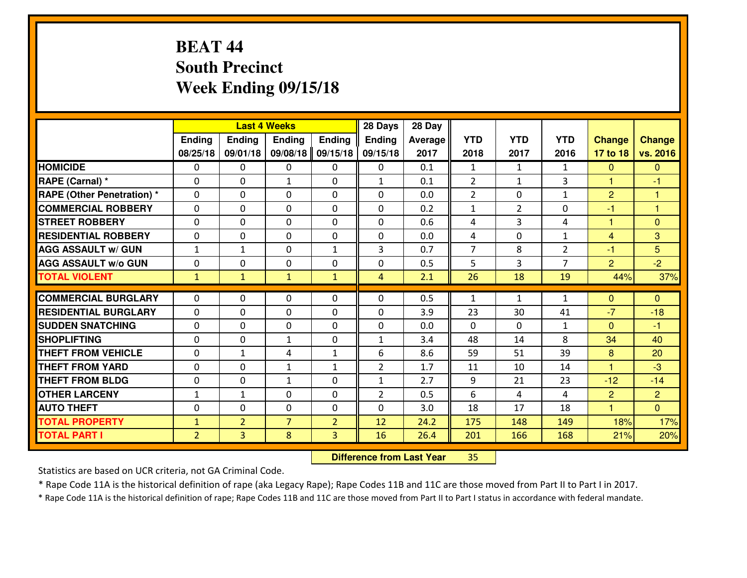# BEAT 44
# South Precinct
# Week Ending 09/15/18

| | Last 4 Weeks | | | | 28 Days | 28 Day | | | | | |
|---|---|---|---|---|---|---|---|---|---|---|---|
| | Ending 08/25/18 | Ending 09/01/18 | Ending 09/08/18 | Ending 09/15/18 | Ending 09/15/18 | Average 2017 | YTD 2018 | YTD 2017 | YTD 2016 | Change 17 to 18 | Change vs. 2016 |
| HOMICIDE | 0 | 0 | 0 | 0 | 0 | 0.1 | 1 | 1 | 1 | 0 | 0 |
| RAPE (Carnal) * | 0 | 0 | 1 | 0 | 1 | 0.1 | 2 | 1 | 3 | 1 | -1 |
| RAPE (Other Penetration) * | 0 | 0 | 0 | 0 | 0 | 0.0 | 2 | 0 | 1 | 2 | 1 |
| COMMERCIAL ROBBERY | 0 | 0 | 0 | 0 | 0 | 0.2 | 1 | 2 | 0 | -1 | 1 |
| STREET ROBBERY | 0 | 0 | 0 | 0 | 0 | 0.6 | 4 | 3 | 4 | 1 | 0 |
| RESIDENTIAL ROBBERY | 0 | 0 | 0 | 0 | 0 | 0.0 | 4 | 0 | 1 | 4 | 3 |
| AGG ASSAULT w/ GUN | 1 | 1 | 0 | 1 | 3 | 0.7 | 7 | 8 | 2 | -1 | 5 |
| AGG ASSAULT w/o GUN | 0 | 0 | 0 | 0 | 0 | 0.5 | 5 | 3 | 7 | 2 | -2 |
| TOTAL VIOLENT | 1 | 1 | 1 | 1 | 4 | 2.1 | 26 | 18 | 19 | 44% | 37% |
| COMMERCIAL BURGLARY | 0 | 0 | 0 | 0 | 0 | 0.5 | 1 | 1 | 1 | 0 | 0 |
| RESIDENTIAL BURGLARY | 0 | 0 | 0 | 0 | 0 | 3.9 | 23 | 30 | 41 | -7 | -18 |
| SUDDEN SNATCHING | 0 | 0 | 0 | 0 | 0 | 0.0 | 0 | 0 | 1 | 0 | -1 |
| SHOPLIFTING | 0 | 0 | 1 | 0 | 1 | 3.4 | 48 | 14 | 8 | 34 | 40 |
| THEFT FROM VEHICLE | 0 | 1 | 4 | 1 | 6 | 8.6 | 59 | 51 | 39 | 8 | 20 |
| THEFT FROM YARD | 0 | 0 | 1 | 1 | 2 | 1.7 | 11 | 10 | 14 | 1 | -3 |
| THEFT FROM BLDG | 0 | 0 | 1 | 0 | 1 | 2.7 | 9 | 21 | 23 | -12 | -14 |
| OTHER LARCENY | 1 | 1 | 0 | 0 | 2 | 0.5 | 6 | 4 | 4 | 2 | 2 |
| AUTO THEFT | 0 | 0 | 0 | 0 | 0 | 3.0 | 18 | 17 | 18 | 1 | 0 |
| TOTAL PROPERTY | 1 | 2 | 7 | 2 | 12 | 24.2 | 175 | 148 | 149 | 18% | 17% |
| TOTAL PART I | 2 | 3 | 8 | 3 | 16 | 26.4 | 201 | 166 | 168 | 21% | 20% |

**Difference from Last Year** 35

Statistics are based on UCR criteria, not GA Criminal Code.

* Rape Code 11A is the historical definition of rape (aka Legacy Rape); Rape Codes 11B and 11C are those moved from Part II to Part I in 2017.

* Rape Code 11A is the historical definition of rape; Rape Codes 11B and 11C are those moved from Part II to Part I status in accordance with federal mandate.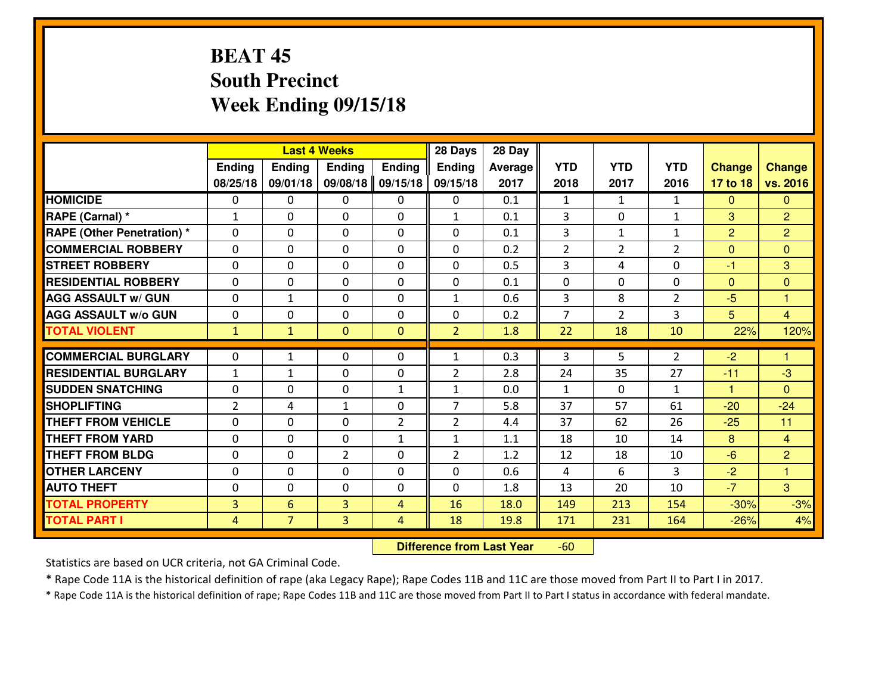# BEAT 45
## South Precinct
## Week Ending 09/15/18

| | Last 4 Weeks | | | | 28 Days | 28 Day | | | | | |
|---|---|---|---|---|---|---|---|---|---|---|---|
| | Ending 08/25/18 | Ending 09/01/18 | Ending 09/08/18 | Ending 09/15/18 | Ending 09/15/18 | Average 2017 | YTD 2018 | YTD 2017 | YTD 2016 | Change 17 to 18 | Change vs. 2016 |
| **HOMICIDE** | 0 | 0 | 0 | 0 | 0 | 0.1 | 1 | 1 | 1 | 0 | 0 |
| **RAPE (Carnal) *** | 1 | 0 | 0 | 0 | 1 | 0.1 | 3 | 0 | 1 | 3 | 2 |
| **RAPE (Other Penetration) *** | 0 | 0 | 0 | 0 | 0 | 0.1 | 3 | 1 | 1 | 2 | 2 |
| **COMMERCIAL ROBBERY** | 0 | 0 | 0 | 0 | 0 | 0.2 | 2 | 2 | 2 | 0 | 0 |
| **STREET ROBBERY** | 0 | 0 | 0 | 0 | 0 | 0.5 | 3 | 4 | 0 | -1 | 3 |
| **RESIDENTIAL ROBBERY** | 0 | 0 | 0 | 0 | 0 | 0.1 | 0 | 0 | 0 | 0 | 0 |
| **AGG ASSAULT w/ GUN** | 0 | 1 | 0 | 0 | 1 | 0.6 | 3 | 8 | 2 | -5 | 1 |
| **AGG ASSAULT w/o GUN** | 0 | 0 | 0 | 0 | 0 | 0.2 | 7 | 2 | 3 | 5 | 4 |
| **TOTAL VIOLENT** | 1 | 1 | 0 | 0 | 2 | 1.8 | 22 | 18 | 10 | 22% | 120% |
| **COMMERCIAL BURGLARY** | 0 | 1 | 0 | 0 | 1 | 0.3 | 3 | 5 | 2 | -2 | 1 |
| **RESIDENTIAL BURGLARY** | 1 | 1 | 0 | 0 | 2 | 2.8 | 24 | 35 | 27 | -11 | -3 |
| **SUDDEN SNATCHING** | 0 | 0 | 0 | 1 | 1 | 0.0 | 1 | 0 | 1 | 1 | 0 |
| **SHOPLIFTING** | 2 | 4 | 1 | 0 | 7 | 5.8 | 37 | 57 | 61 | -20 | -24 |
| **THEFT FROM VEHICLE** | 0 | 0 | 0 | 2 | 2 | 4.4 | 37 | 62 | 26 | -25 | 11 |
| **THEFT FROM YARD** | 0 | 0 | 0 | 1 | 1 | 1.1 | 18 | 10 | 14 | 8 | 4 |
| **THEFT FROM BLDG** | 0 | 0 | 2 | 0 | 2 | 1.2 | 12 | 18 | 10 | -6 | 2 |
| **OTHER LARCENY** | 0 | 0 | 0 | 0 | 0 | 0.6 | 4 | 6 | 3 | -2 | 1 |
| **AUTO THEFT** | 0 | 0 | 0 | 0 | 0 | 1.8 | 13 | 20 | 10 | -7 | 3 |
| **TOTAL PROPERTY** | 3 | 6 | 3 | 4 | 16 | 18.0 | 149 | 213 | 154 | -30% | -3% |
| **TOTAL PART I** | 4 | 7 | 3 | 4 | 18 | 19.8 | 171 | 231 | 164 | -26% | 4% |

**Difference from Last Year** -60

Statistics are based on UCR criteria, not GA Criminal Code.

* Rape Code 11A is the historical definition of rape (aka Legacy Rape); Rape Codes 11B and 11C are those moved from Part II to Part I in 2017.

* Rape Code 11A is the historical definition of rape; Rape Codes 11B and 11C are those moved from Part II to Part I status in accordance with federal mandate.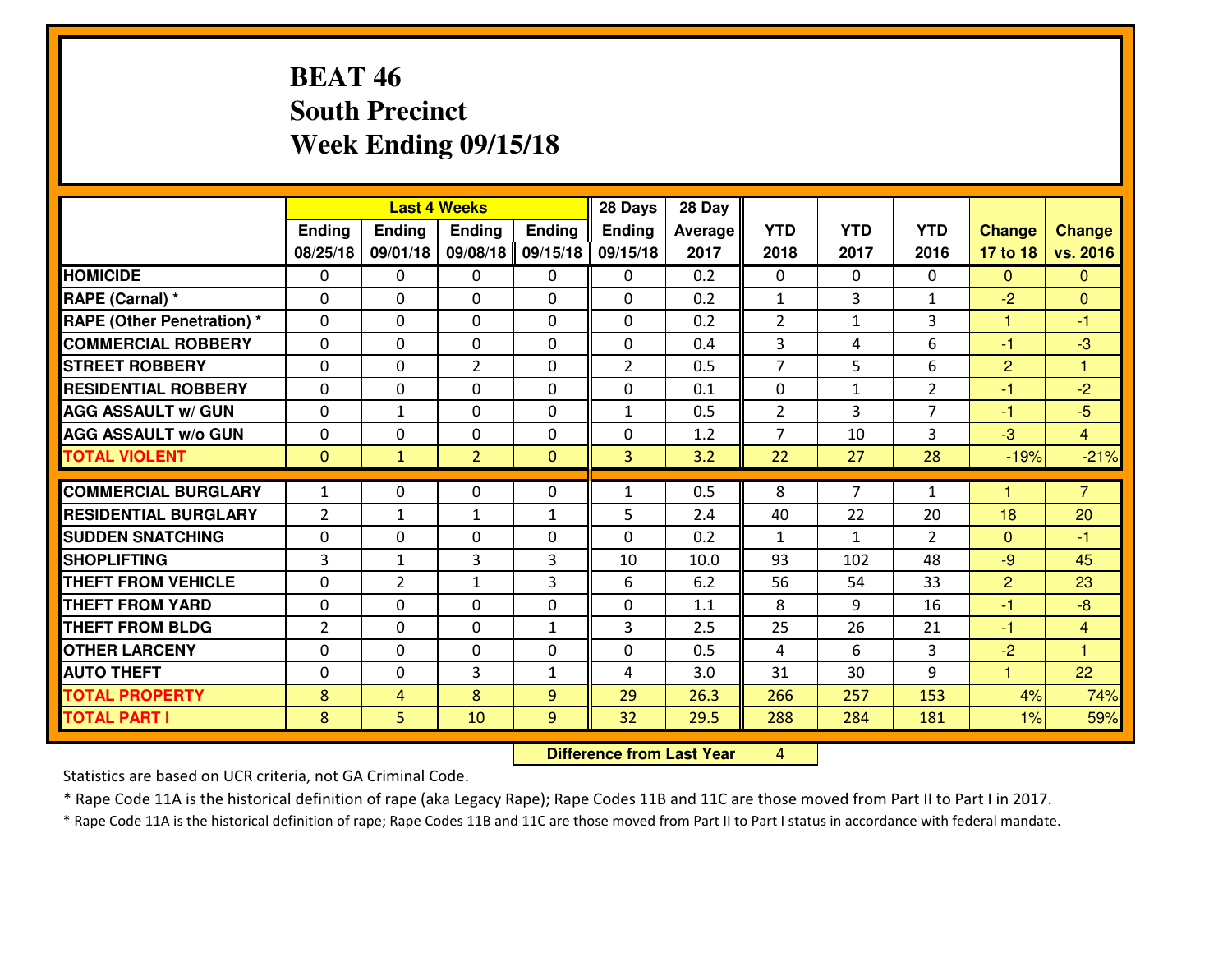# BEAT 46
## South Precinct
## Week Ending 09/15/18

| | Last 4 Weeks | | | | 28 Days | 28 Day | | | | | |
|---|---|---|---|---|---|---|---|---|---|---|---|
| | Ending 08/25/18 | Ending 09/01/18 | Ending 09/08/18 | Ending 09/15/18 | Ending 09/15/18 | Average 2017 | YTD 2018 | YTD 2017 | YTD 2016 | Change 17 to 18 | Change vs. 2016 |
| **HOMICIDE** | 0 | 0 | 0 | 0 | 0 | 0.2 | 0 | 0 | 0 | 0 | 0 |
| **RAPE (Carnal) *** | 0 | 0 | 0 | 0 | 0 | 0.2 | 1 | 3 | 1 | -2 | 0 |
| **RAPE (Other Penetration) *** | 0 | 0 | 0 | 0 | 0 | 0.2 | 2 | 1 | 3 | 1 | -1 |
| **COMMERCIAL ROBBERY** | 0 | 0 | 0 | 0 | 0 | 0.4 | 3 | 4 | 6 | -1 | -3 |
| **STREET ROBBERY** | 0 | 0 | 2 | 0 | 2 | 0.5 | 7 | 5 | 6 | 2 | 1 |
| **RESIDENTIAL ROBBERY** | 0 | 0 | 0 | 0 | 0 | 0.1 | 0 | 1 | 2 | -1 | -2 |
| **AGG ASSAULT w/ GUN** | 0 | 1 | 0 | 0 | 1 | 0.5 | 2 | 3 | 7 | -1 | -5 |
| **AGG ASSAULT w/o GUN** | 0 | 0 | 0 | 0 | 0 | 1.2 | 7 | 10 | 3 | -3 | 4 |
| **TOTAL VIOLENT** | 0 | 1 | 2 | 0 | 3 | 3.2 | 22 | 27 | 28 | -19% | -21% |
| **COMMERCIAL BURGLARY** | 1 | 0 | 0 | 0 | 1 | 0.5 | 8 | 7 | 1 | 1 | 7 |
| **RESIDENTIAL BURGLARY** | 2 | 1 | 1 | 1 | 5 | 2.4 | 40 | 22 | 20 | 18 | 20 |
| **SUDDEN SNATCHING** | 0 | 0 | 0 | 0 | 0 | 0.2 | 1 | 1 | 2 | 0 | -1 |
| **SHOPLIFTING** | 3 | 1 | 3 | 3 | 10 | 10.0 | 93 | 102 | 48 | -9 | 45 |
| **THEFT FROM VEHICLE** | 0 | 2 | 1 | 3 | 6 | 6.2 | 56 | 54 | 33 | 2 | 23 |
| **THEFT FROM YARD** | 0 | 0 | 0 | 0 | 0 | 1.1 | 8 | 9 | 16 | -1 | -8 |
| **THEFT FROM BLDG** | 2 | 0 | 0 | 1 | 3 | 2.5 | 25 | 26 | 21 | -1 | 4 |
| **OTHER LARCENY** | 0 | 0 | 0 | 0 | 0 | 0.5 | 4 | 6 | 3 | -2 | 1 |
| **AUTO THEFT** | 0 | 0 | 3 | 1 | 4 | 3.0 | 31 | 30 | 9 | 1 | 22 |
| **TOTAL PROPERTY** | 8 | 4 | 8 | 9 | 29 | 26.3 | 266 | 257 | 153 | 4% | 74% |
| **TOTAL PART I** | 8 | 5 | 10 | 9 | 32 | 29.5 | 288 | 284 | 181 | 1% | 59% |

**Difference from Last Year** 4

Statistics are based on UCR criteria, not GA Criminal Code.

* Rape Code 11A is the historical definition of rape (aka Legacy Rape); Rape Codes 11B and 11C are those moved from Part II to Part I in 2017.

* Rape Code 11A is the historical definition of rape; Rape Codes 11B and 11C are those moved from Part II to Part I status in accordance with federal mandate.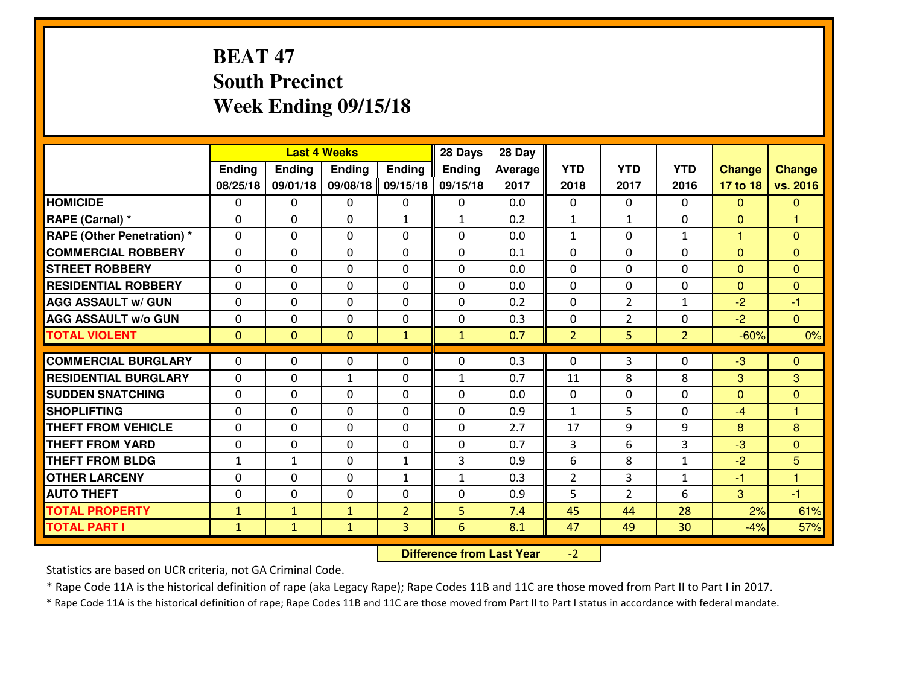# BEAT 47
## South Precinct
## Week Ending 09/15/18

| | Last 4 Weeks | | | | 28 Days | 28 Day | | | | | |
|---|---|---|---|---|---|---|---|---|---|---|---|
| | Ending 08/25/18 | Ending 09/01/18 | Ending 09/08/18 | Ending 09/15/18 | Ending 09/15/18 | Average 2017 | YTD 2018 | YTD 2017 | YTD 2016 | Change 17 to 18 | Change vs. 2016 |
| HOMICIDE | 0 | 0 | 0 | 0 | 0 | 0.0 | 0 | 0 | 0 | 0 | 0 |
| RAPE (Carnal) * | 0 | 0 | 0 | 1 | 1 | 0.2 | 1 | 1 | 0 | 0 | 1 |
| RAPE (Other Penetration) * | 0 | 0 | 0 | 0 | 0 | 0.0 | 1 | 0 | 1 | 1 | 0 |
| COMMERCIAL ROBBERY | 0 | 0 | 0 | 0 | 0 | 0.1 | 0 | 0 | 0 | 0 | 0 |
| STREET ROBBERY | 0 | 0 | 0 | 0 | 0 | 0.0 | 0 | 0 | 0 | 0 | 0 |
| RESIDENTIAL ROBBERY | 0 | 0 | 0 | 0 | 0 | 0.0 | 0 | 0 | 0 | 0 | 0 |
| AGG ASSAULT w/ GUN | 0 | 0 | 0 | 0 | 0 | 0.2 | 0 | 2 | 1 | -2 | -1 |
| AGG ASSAULT w/o GUN | 0 | 0 | 0 | 0 | 0 | 0.3 | 0 | 2 | 0 | -2 | 0 |
| TOTAL VIOLENT | 0 | 0 | 0 | 1 | 1 | 0.7 | 2 | 5 | 2 | -60% | 0% |
| COMMERCIAL BURGLARY | 0 | 0 | 0 | 0 | 0 | 0.3 | 0 | 3 | 0 | -3 | 0 |
| RESIDENTIAL BURGLARY | 0 | 0 | 1 | 0 | 1 | 0.7 | 11 | 8 | 8 | 3 | 3 |
| SUDDEN SNATCHING | 0 | 0 | 0 | 0 | 0 | 0.0 | 0 | 0 | 0 | 0 | 0 |
| SHOPLIFTING | 0 | 0 | 0 | 0 | 0 | 0.9 | 1 | 5 | 0 | -4 | 1 |
| THEFT FROM VEHICLE | 0 | 0 | 0 | 0 | 0 | 2.7 | 17 | 9 | 9 | 8 | 8 |
| THEFT FROM YARD | 0 | 0 | 0 | 0 | 0 | 0.7 | 3 | 6 | 3 | -3 | 0 |
| THEFT FROM BLDG | 1 | 1 | 0 | 1 | 3 | 0.9 | 6 | 8 | 1 | -2 | 5 |
| OTHER LARCENY | 0 | 0 | 0 | 1 | 1 | 0.3 | 2 | 3 | 1 | -1 | 1 |
| AUTO THEFT | 0 | 0 | 0 | 0 | 0 | 0.9 | 5 | 2 | 6 | 3 | -1 |
| TOTAL PROPERTY | 1 | 1 | 1 | 2 | 5 | 7.4 | 45 | 44 | 28 | 2% | 61% |
| TOTAL PART I | 1 | 1 | 1 | 3 | 6 | 8.1 | 47 | 49 | 30 | -4% | 57% |

**Difference from Last Year** -2

Statistics are based on UCR criteria, not GA Criminal Code.

* Rape Code 11A is the historical definition of rape (aka Legacy Rape); Rape Codes 11B and 11C are those moved from Part II to Part I in 2017.

* Rape Code 11A is the historical definition of rape; Rape Codes 11B and 11C are those moved from Part II to Part I status in accordance with federal mandate.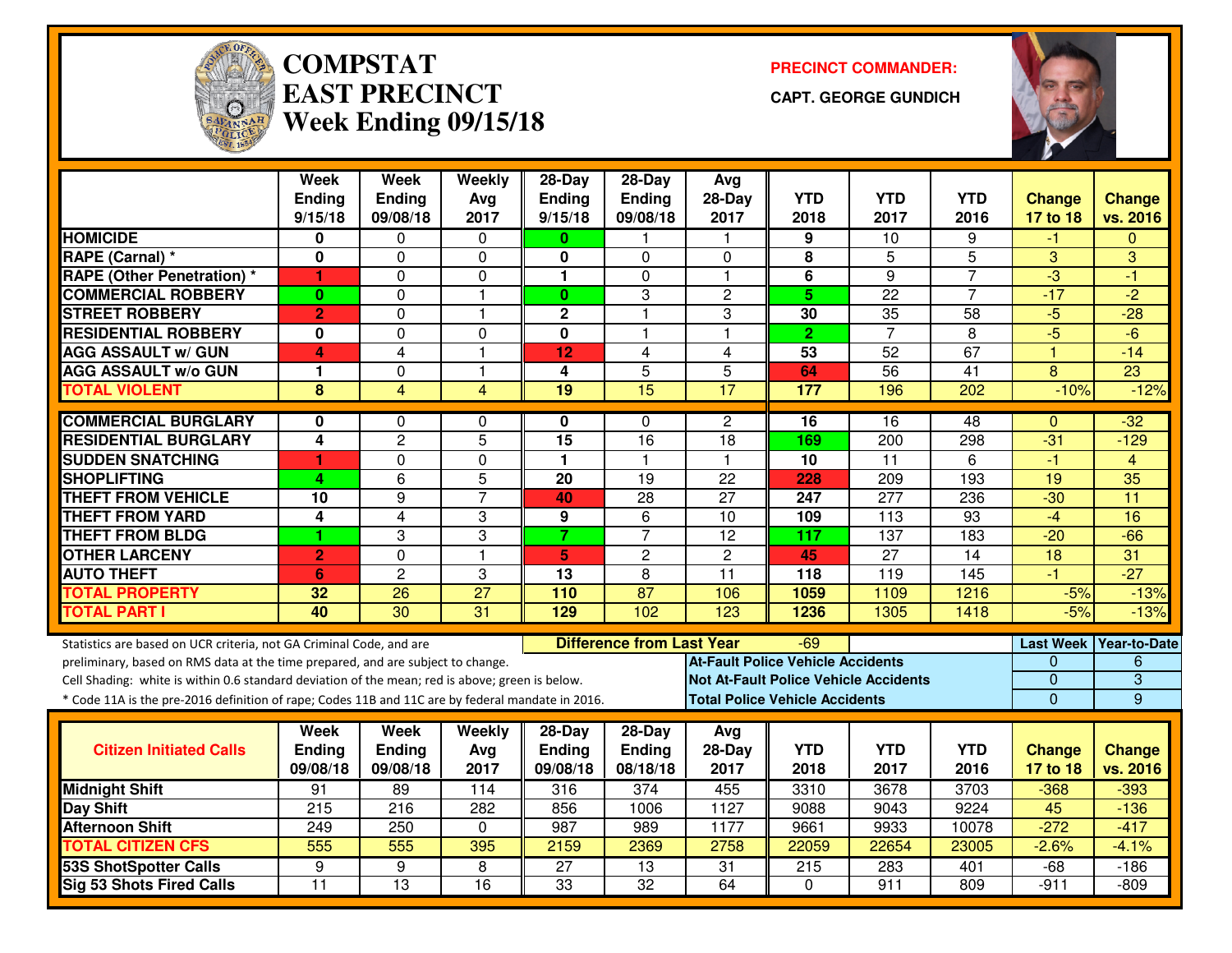# COMPSTAT EAST PRECINCT
## Week Ending 09/15/18

**PRECINCT COMMANDER:**
**CAPT. GEORGE GUNDICH**

| | Week Ending 9/15/18 | Week Ending 09/08/18 | Weekly Avg 2017 | 28-Day Ending 9/15/18 | 28-Day Ending 09/08/18 | Avg 28-Day 2017 | YTD 2018 | YTD 2017 | YTD 2016 | Change 17 to 18 | Change vs. 2016 |
|---|---|---|---|---|---|---|---|---|---|---|---|
| HOMICIDE | 0 | 0 | 0 | 0 | 1 | 1 | 9 | 10 | 9 | -1 | 0 |
| RAPE (Carnal) * | 0 | 0 | 0 | 0 | 0 | 0 | 8 | 5 | 5 | 3 | 3 |
| RAPE (Other Penetration) * | 1 | 0 | 0 | 1 | 0 | 1 | 6 | 9 | 7 | -3 | -1 |
| COMMERCIAL ROBBERY | 0 | 0 | 1 | 0 | 3 | 2 | 5 | 22 | 7 | -17 | -2 |
| STREET ROBBERY | 2 | 0 | 1 | 2 | 1 | 3 | 30 | 35 | 58 | -5 | -28 |
| RESIDENTIAL ROBBERY | 0 | 0 | 0 | 0 | 1 | 1 | 2 | 7 | 8 | -5 | -6 |
| AGG ASSAULT w/ GUN | 4 | 4 | 1 | 12 | 4 | 4 | 53 | 52 | 67 | 1 | -14 |
| AGG ASSAULT w/o GUN | 1 | 0 | 1 | 4 | 5 | 5 | 64 | 56 | 41 | 8 | 23 |
| TOTAL VIOLENT | 8 | 4 | 4 | 19 | 15 | 17 | 177 | 196 | 202 | -10% | -12% |
| COMMERCIAL BURGLARY | 0 | 0 | 0 | 0 | 0 | 2 | 16 | 16 | 48 | 0 | -32 |
| RESIDENTIAL BURGLARY | 4 | 2 | 5 | 15 | 16 | 18 | 169 | 200 | 298 | -31 | -129 |
| SUDDEN SNATCHING | 1 | 0 | 0 | 1 | 1 | 1 | 10 | 11 | 6 | -1 | 4 |
| SHOPLIFTING | 4 | 6 | 5 | 20 | 19 | 22 | 228 | 209 | 193 | 19 | 35 |
| THEFT FROM VEHICLE | 10 | 9 | 7 | 40 | 28 | 27 | 247 | 277 | 236 | -30 | 11 |
| THEFT FROM YARD | 4 | 4 | 3 | 9 | 6 | 10 | 109 | 113 | 93 | -4 | 16 |
| THEFT FROM BLDG | 1 | 3 | 3 | 7 | 7 | 12 | 117 | 137 | 183 | -20 | -66 |
| OTHER LARCENY | 2 | 0 | 1 | 5 | 2 | 2 | 45 | 27 | 14 | 18 | 31 |
| AUTO THEFT | 6 | 2 | 3 | 13 | 8 | 11 | 118 | 119 | 145 | -1 | -27 |
| TOTAL PROPERTY | 32 | 26 | 27 | 110 | 87 | 106 | 1059 | 1109 | 1216 | -5% | -13% |
| TOTAL PART I | 40 | 30 | 31 | 129 | 102 | 123 | 1236 | 1305 | 1418 | -5% | -13% |

Statistics are based on UCR criteria, not GA Criminal Code, and are preliminary, based on RMS data at the time prepared, and are subject to change.
Cell Shading: white is within 0.6 standard deviation of the mean; red is above; green is below.
* Code 11A is the pre-2016 definition of rape; Codes 11B and 11C are by federal mandate in 2016.

**Difference from Last Year:** -69

| | Last Week | Year-to-Date |
|---|---|---|
| At-Fault Police Vehicle Accidents | 0 | 6 |
| Not At-Fault Police Vehicle Accidents | 0 | 3 |
| Total Police Vehicle Accidents | 0 | 9 |

| Citizen Initiated Calls | Week Ending 09/08/18 | Week Ending 09/08/18 | Weekly Avg 2017 | 28-Day Ending 09/08/18 | 28-Day Ending 08/18/18 | Avg 28-Day 2017 | YTD 2018 | YTD 2017 | YTD 2016 | Change 17 to 18 | Change vs. 2016 |
|---|---|---|---|---|---|---|---|---|---|---|---|
| Midnight Shift | 91 | 89 | 114 | 316 | 374 | 455 | 3310 | 3678 | 3703 | -368 | -393 |
| Day Shift | 215 | 216 | 282 | 856 | 1006 | 1127 | 9088 | 9043 | 9224 | 45 | -136 |
| Afternoon Shift | 249 | 250 | 0 | 987 | 989 | 1177 | 9661 | 9933 | 10078 | -272 | -417 |
| TOTAL CITIZEN CFS | 555 | 555 | 395 | 2159 | 2369 | 2758 | 22059 | 22654 | 23005 | -2.6% | -4.1% |
| 53S ShotSpotter Calls | 9 | 9 | 8 | 27 | 13 | 31 | 215 | 283 | 401 | -68 | -186 |
| Sig 53 Shots Fired Calls | 11 | 13 | 16 | 33 | 32 | 64 | 0 | 911 | 809 | -911 | -809 |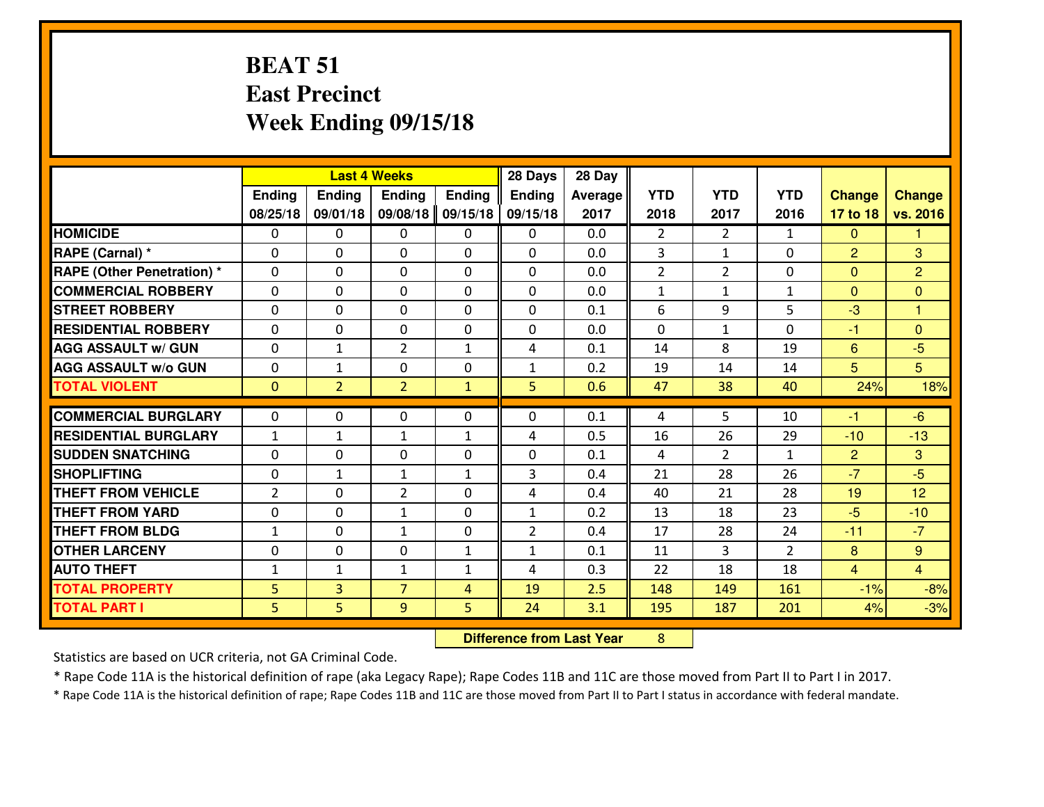# BEAT 51
## East Precinct
## Week Ending 09/15/18

| | Last 4 Weeks | | | | 28 Days | 28 Day | | | | | |
|---|---|---|---|---|---|---|---|---|---|---|---|
| | Ending 08/25/18 | Ending 09/01/18 | Ending 09/08/18 | Ending 09/15/18 | Ending 09/15/18 | Average 2017 | YTD 2018 | YTD 2017 | YTD 2016 | Change 17 to 18 | Change vs. 2016 |
| HOMICIDE | 0 | 0 | 0 | 0 | 0 | 0.0 | 2 | 2 | 1 | 0 | 1 |
| RAPE (Carnal) * | 0 | 0 | 0 | 0 | 0 | 0.0 | 3 | 1 | 0 | 2 | 3 |
| RAPE (Other Penetration) * | 0 | 0 | 0 | 0 | 0 | 0.0 | 2 | 2 | 0 | 0 | 2 |
| COMMERCIAL ROBBERY | 0 | 0 | 0 | 0 | 0 | 0.0 | 1 | 1 | 1 | 0 | 0 |
| STREET ROBBERY | 0 | 0 | 0 | 0 | 0 | 0.1 | 6 | 9 | 5 | -3 | 1 |
| RESIDENTIAL ROBBERY | 0 | 0 | 0 | 0 | 0 | 0.0 | 0 | 1 | 0 | -1 | 0 |
| AGG ASSAULT w/ GUN | 0 | 1 | 2 | 1 | 4 | 0.1 | 14 | 8 | 19 | 6 | -5 |
| AGG ASSAULT w/o GUN | 0 | 1 | 0 | 0 | 1 | 0.2 | 19 | 14 | 14 | 5 | 5 |
| TOTAL VIOLENT | 0 | 2 | 2 | 1 | 5 | 0.6 | 47 | 38 | 40 | 24% | 18% |
| COMMERCIAL BURGLARY | 0 | 0 | 0 | 0 | 0 | 0.1 | 4 | 5 | 10 | -1 | -6 |
| RESIDENTIAL BURGLARY | 1 | 1 | 1 | 1 | 4 | 0.5 | 16 | 26 | 29 | -10 | -13 |
| SUDDEN SNATCHING | 0 | 0 | 0 | 0 | 0 | 0.1 | 4 | 2 | 1 | 2 | 3 |
| SHOPLIFTING | 0 | 1 | 1 | 1 | 3 | 0.4 | 21 | 28 | 26 | -7 | -5 |
| THEFT FROM VEHICLE | 2 | 0 | 2 | 0 | 4 | 0.4 | 40 | 21 | 28 | 19 | 12 |
| THEFT FROM YARD | 0 | 0 | 1 | 0 | 1 | 0.2 | 13 | 18 | 23 | -5 | -10 |
| THEFT FROM BLDG | 1 | 0 | 1 | 0 | 2 | 0.4 | 17 | 28 | 24 | -11 | -7 |
| OTHER LARCENY | 0 | 0 | 0 | 1 | 1 | 0.1 | 11 | 3 | 2 | 8 | 9 |
| AUTO THEFT | 1 | 1 | 1 | 1 | 4 | 0.3 | 22 | 18 | 18 | 4 | 4 |
| TOTAL PROPERTY | 5 | 3 | 7 | 4 | 19 | 2.5 | 148 | 149 | 161 | -1% | -8% |
| TOTAL PART I | 5 | 5 | 9 | 5 | 24 | 3.1 | 195 | 187 | 201 | 4% | -3% |

**Difference from Last Year** 8

Statistics are based on UCR criteria, not GA Criminal Code.

* Rape Code 11A is the historical definition of rape (aka Legacy Rape); Rape Codes 11B and 11C are those moved from Part II to Part I in 2017.

* Rape Code 11A is the historical definition of rape; Rape Codes 11B and 11C are those moved from Part II to Part I status in accordance with federal mandate.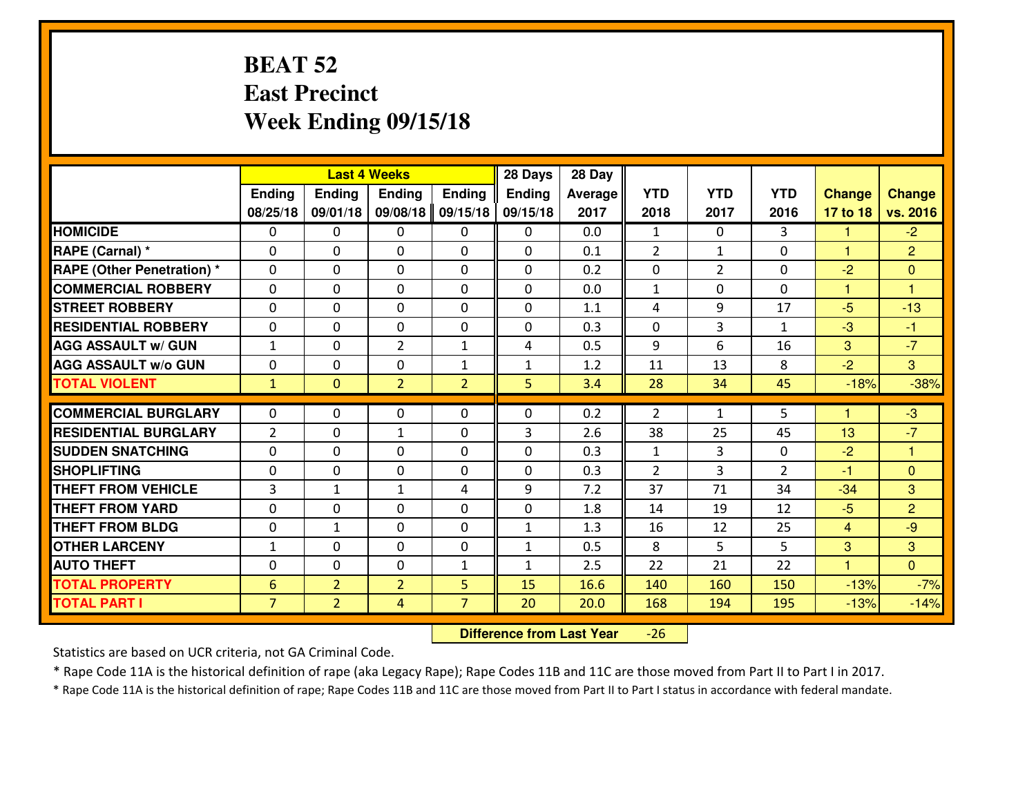# BEAT 52
# East Precinct
# Week Ending 09/15/18

| | Last 4 Weeks | | | | 28 Days | 28 Day | | | | | |
|---|---|---|---|---|---|---|---|---|---|---|---|
| | Ending 08/25/18 | Ending 09/01/18 | Ending 09/08/18 | Ending 09/15/18 | Ending 09/15/18 | Average 2017 | YTD 2018 | YTD 2017 | YTD 2016 | Change 17 to 18 | Change vs. 2016 |
| HOMICIDE | 0 | 0 | 0 | 0 | 0 | 0.0 | 1 | 0 | 3 | 1 | -2 |
| RAPE (Carnal) * | 0 | 0 | 0 | 0 | 0 | 0.1 | 2 | 1 | 0 | 1 | 2 |
| RAPE (Other Penetration) * | 0 | 0 | 0 | 0 | 0 | 0.2 | 0 | 2 | 0 | -2 | 0 |
| COMMERCIAL ROBBERY | 0 | 0 | 0 | 0 | 0 | 0.0 | 1 | 0 | 0 | 1 | 1 |
| STREET ROBBERY | 0 | 0 | 0 | 0 | 0 | 1.1 | 4 | 9 | 17 | -5 | -13 |
| RESIDENTIAL ROBBERY | 0 | 0 | 0 | 0 | 0 | 0.3 | 0 | 3 | 1 | -3 | -1 |
| AGG ASSAULT w/ GUN | 1 | 0 | 2 | 1 | 4 | 0.5 | 9 | 6 | 16 | 3 | -7 |
| AGG ASSAULT w/o GUN | 0 | 0 | 0 | 1 | 1 | 1.2 | 11 | 13 | 8 | -2 | 3 |
| TOTAL VIOLENT | 1 | 0 | 2 | 2 | 5 | 3.4 | 28 | 34 | 45 | -18% | -38% |
| COMMERCIAL BURGLARY | 0 | 0 | 0 | 0 | 0 | 0.2 | 2 | 1 | 5 | 1 | -3 |
| RESIDENTIAL BURGLARY | 2 | 0 | 1 | 0 | 3 | 2.6 | 38 | 25 | 45 | 13 | -7 |
| SUDDEN SNATCHING | 0 | 0 | 0 | 0 | 0 | 0.3 | 1 | 3 | 0 | -2 | 1 |
| SHOPLIFTING | 0 | 0 | 0 | 0 | 0 | 0.3 | 2 | 3 | 2 | -1 | 0 |
| THEFT FROM VEHICLE | 3 | 1 | 1 | 4 | 9 | 7.2 | 37 | 71 | 34 | -34 | 3 |
| THEFT FROM YARD | 0 | 0 | 0 | 0 | 0 | 1.8 | 14 | 19 | 12 | -5 | 2 |
| THEFT FROM BLDG | 0 | 1 | 0 | 0 | 1 | 1.3 | 16 | 12 | 25 | 4 | -9 |
| OTHER LARCENY | 1 | 0 | 0 | 0 | 1 | 0.5 | 8 | 5 | 5 | 3 | 3 |
| AUTO THEFT | 0 | 0 | 0 | 1 | 1 | 2.5 | 22 | 21 | 22 | 1 | 0 |
| TOTAL PROPERTY | 6 | 2 | 2 | 5 | 15 | 16.6 | 140 | 160 | 150 | -13% | -7% |
| TOTAL PART I | 7 | 2 | 4 | 7 | 20 | 20.0 | 168 | 194 | 195 | -13% | -14% |

**Difference from Last Year** -26

Statistics are based on UCR criteria, not GA Criminal Code.

* Rape Code 11A is the historical definition of rape (aka Legacy Rape); Rape Codes 11B and 11C are those moved from Part II to Part I in 2017.

* Rape Code 11A is the historical definition of rape; Rape Codes 11B and 11C are those moved from Part II to Part I status in accordance with federal mandate.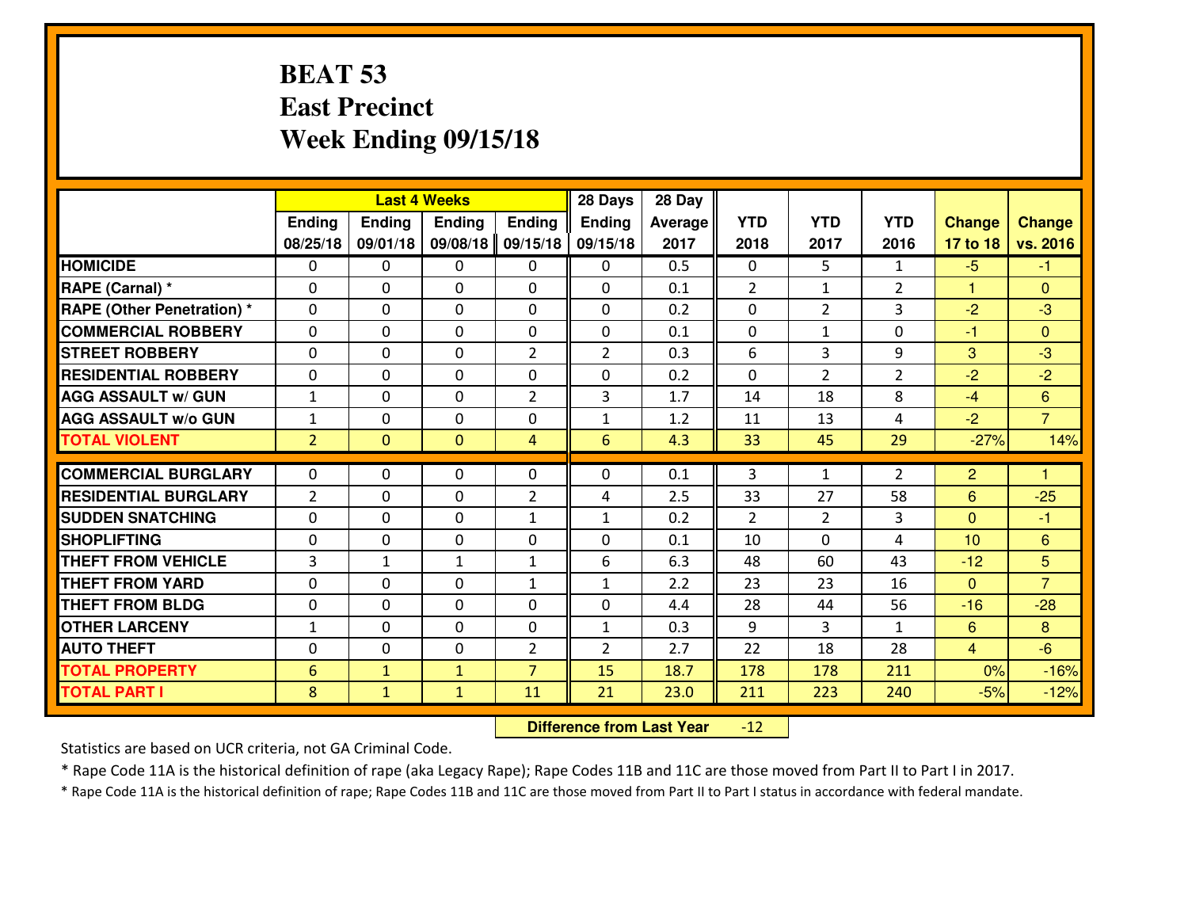# BEAT 53
## East Precinct
## Week Ending 09/15/18

| | Last 4 Weeks | | | | 28 Days | 28 Day | | | | | |
|---|---|---|---|---|---|---|---|---|---|---|---|
| | Ending 08/25/18 | Ending 09/01/18 | Ending 09/08/18 | Ending 09/15/18 | Ending 09/15/18 | Average 2017 | YTD 2018 | YTD 2017 | YTD 2016 | Change 17 to 18 | Change vs. 2016 |
| **HOMICIDE** | 0 | 0 | 0 | 0 | 0 | 0.5 | 0 | 5 | 1 | -5 | -1 |
| **RAPE (Carnal) *** | 0 | 0 | 0 | 0 | 0 | 0.1 | 2 | 1 | 2 | 1 | 0 |
| **RAPE (Other Penetration) *** | 0 | 0 | 0 | 0 | 0 | 0.2 | 0 | 2 | 3 | -2 | -3 |
| **COMMERCIAL ROBBERY** | 0 | 0 | 0 | 0 | 0 | 0.1 | 0 | 1 | 0 | -1 | 0 |
| **STREET ROBBERY** | 0 | 0 | 0 | 2 | 2 | 0.3 | 6 | 3 | 9 | 3 | -3 |
| **RESIDENTIAL ROBBERY** | 0 | 0 | 0 | 0 | 0 | 0.2 | 0 | 2 | 2 | -2 | -2 |
| **AGG ASSAULT w/ GUN** | 1 | 0 | 0 | 2 | 3 | 1.7 | 14 | 18 | 8 | -4 | 6 |
| **AGG ASSAULT w/o GUN** | 1 | 0 | 0 | 0 | 1 | 1.2 | 11 | 13 | 4 | -2 | 7 |
| **TOTAL VIOLENT** | 2 | 0 | 0 | 4 | 6 | 4.3 | 33 | 45 | 29 | -27% | 14% |
| **COMMERCIAL BURGLARY** | 0 | 0 | 0 | 0 | 0 | 0.1 | 3 | 1 | 2 | 2 | 1 |
| **RESIDENTIAL BURGLARY** | 2 | 0 | 0 | 2 | 4 | 2.5 | 33 | 27 | 58 | 6 | -25 |
| **SUDDEN SNATCHING** | 0 | 0 | 0 | 1 | 1 | 0.2 | 2 | 2 | 3 | 0 | -1 |
| **SHOPLIFTING** | 0 | 0 | 0 | 0 | 0 | 0.1 | 10 | 0 | 4 | 10 | 6 |
| **THEFT FROM VEHICLE** | 3 | 1 | 1 | 1 | 6 | 6.3 | 48 | 60 | 43 | -12 | 5 |
| **THEFT FROM YARD** | 0 | 0 | 0 | 1 | 1 | 2.2 | 23 | 23 | 16 | 0 | 7 |
| **THEFT FROM BLDG** | 0 | 0 | 0 | 0 | 0 | 4.4 | 28 | 44 | 56 | -16 | -28 |
| **OTHER LARCENY** | 1 | 0 | 0 | 0 | 1 | 0.3 | 9 | 3 | 1 | 6 | 8 |
| **AUTO THEFT** | 0 | 0 | 0 | 2 | 2 | 2.7 | 22 | 18 | 28 | 4 | -6 |
| **TOTAL PROPERTY** | 6 | 1 | 1 | 7 | 15 | 18.7 | 178 | 178 | 211 | 0% | -16% |
| **TOTAL PART I** | 8 | 1 | 1 | 11 | 21 | 23.0 | 211 | 223 | 240 | -5% | -12% |

**Difference from Last Year** -12

Statistics are based on UCR criteria, not GA Criminal Code.

* Rape Code 11A is the historical definition of rape (aka Legacy Rape); Rape Codes 11B and 11C are those moved from Part II to Part I in 2017.

* Rape Code 11A is the historical definition of rape; Rape Codes 11B and 11C are those moved from Part II to Part I status in accordance with federal mandate.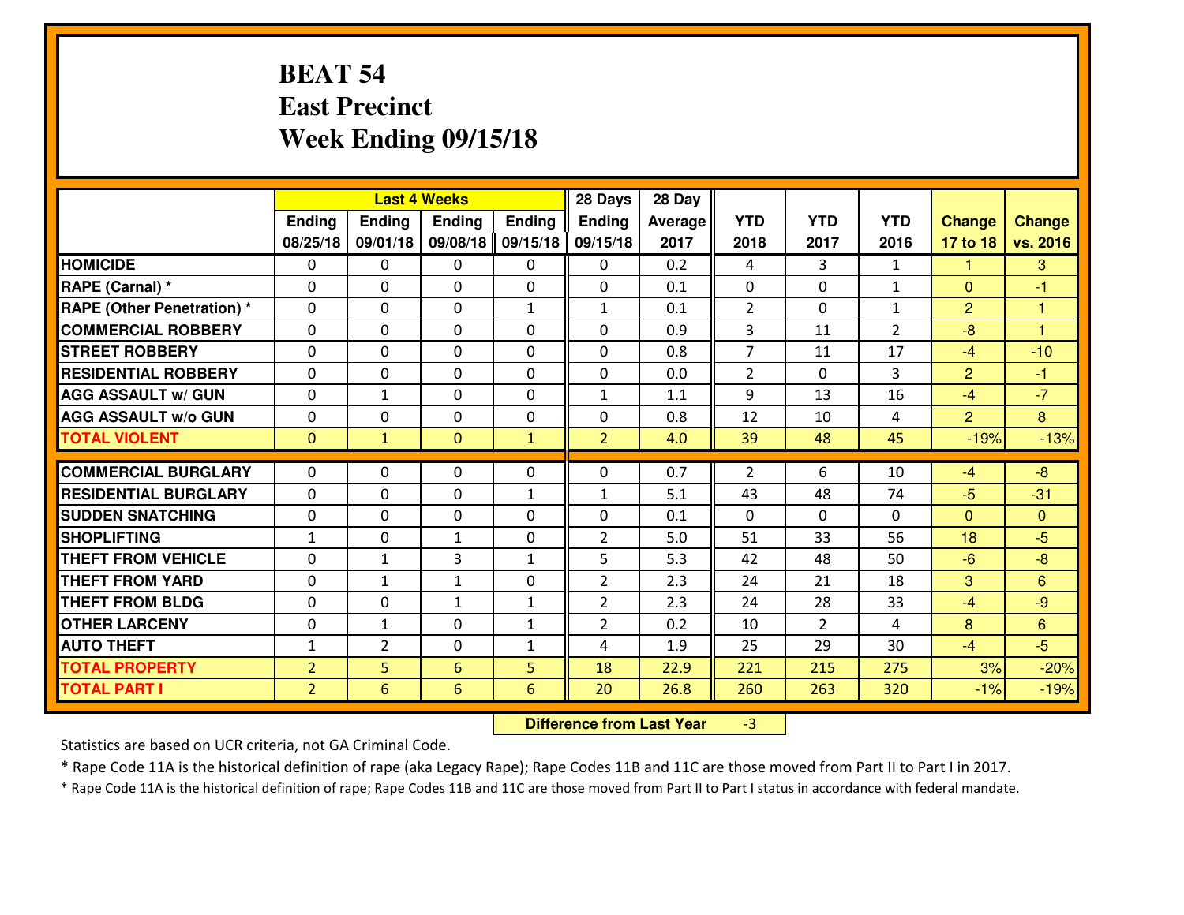# BEAT 54
## East Precinct
## Week Ending 09/15/18

| | Last 4 Weeks | | | | 28 Days | 28 Day | | | | | |
|---|---|---|---|---|---|---|---|---|---|---|---|
| | Ending 08/25/18 | Ending 09/01/18 | Ending 09/08/18 | Ending 09/15/18 | Ending 09/15/18 | Average 2017 | YTD 2018 | YTD 2017 | YTD 2016 | Change 17 to 18 | Change vs. 2016 |
| **HOMICIDE** | 0 | 0 | 0 | 0 | 0 | 0.2 | 4 | 3 | 1 | 1 | 3 |
| **RAPE (Carnal) *** | 0 | 0 | 0 | 0 | 0 | 0.1 | 0 | 0 | 1 | 0 | -1 |
| **RAPE (Other Penetration) *** | 0 | 0 | 0 | 1 | 1 | 0.1 | 2 | 0 | 1 | 2 | 1 |
| **COMMERCIAL ROBBERY** | 0 | 0 | 0 | 0 | 0 | 0.9 | 3 | 11 | 2 | -8 | 1 |
| **STREET ROBBERY** | 0 | 0 | 0 | 0 | 0 | 0.8 | 7 | 11 | 17 | -4 | -10 |
| **RESIDENTIAL ROBBERY** | 0 | 0 | 0 | 0 | 0 | 0.0 | 2 | 0 | 3 | 2 | -1 |
| **AGG ASSAULT w/ GUN** | 0 | 1 | 0 | 0 | 1 | 1.1 | 9 | 13 | 16 | -4 | -7 |
| **AGG ASSAULT w/o GUN** | 0 | 0 | 0 | 0 | 0 | 0.8 | 12 | 10 | 4 | 2 | 8 |
| **TOTAL VIOLENT** | 0 | 1 | 0 | 1 | 2 | 4.0 | 39 | 48 | 45 | -19% | -13% |
| **COMMERCIAL BURGLARY** | 0 | 0 | 0 | 0 | 0 | 0.7 | 2 | 6 | 10 | -4 | -8 |
| **RESIDENTIAL BURGLARY** | 0 | 0 | 0 | 1 | 1 | 5.1 | 43 | 48 | 74 | -5 | -31 |
| **SUDDEN SNATCHING** | 0 | 0 | 0 | 0 | 0 | 0.1 | 0 | 0 | 0 | 0 | 0 |
| **SHOPLIFTING** | 1 | 0 | 1 | 0 | 2 | 5.0 | 51 | 33 | 56 | 18 | -5 |
| **THEFT FROM VEHICLE** | 0 | 1 | 3 | 1 | 5 | 5.3 | 42 | 48 | 50 | -6 | -8 |
| **THEFT FROM YARD** | 0 | 1 | 1 | 0 | 2 | 2.3 | 24 | 21 | 18 | 3 | 6 |
| **THEFT FROM BLDG** | 0 | 0 | 1 | 1 | 2 | 2.3 | 24 | 28 | 33 | -4 | -9 |
| **OTHER LARCENY** | 0 | 1 | 0 | 1 | 2 | 0.2 | 10 | 2 | 4 | 8 | 6 |
| **AUTO THEFT** | 1 | 2 | 0 | 1 | 4 | 1.9 | 25 | 29 | 30 | -4 | -5 |
| **TOTAL PROPERTY** | 2 | 5 | 6 | 5 | 18 | 22.9 | 221 | 215 | 275 | 3% | -20% |
| **TOTAL PART I** | 2 | 6 | 6 | 6 | 20 | 26.8 | 260 | 263 | 320 | -1% | -19% |

**Difference from Last Year** -3

Statistics are based on UCR criteria, not GA Criminal Code.

* Rape Code 11A is the historical definition of rape (aka Legacy Rape); Rape Codes 11B and 11C are those moved from Part II to Part I in 2017.

* Rape Code 11A is the historical definition of rape; Rape Codes 11B and 11C are those moved from Part II to Part I status in accordance with federal mandate.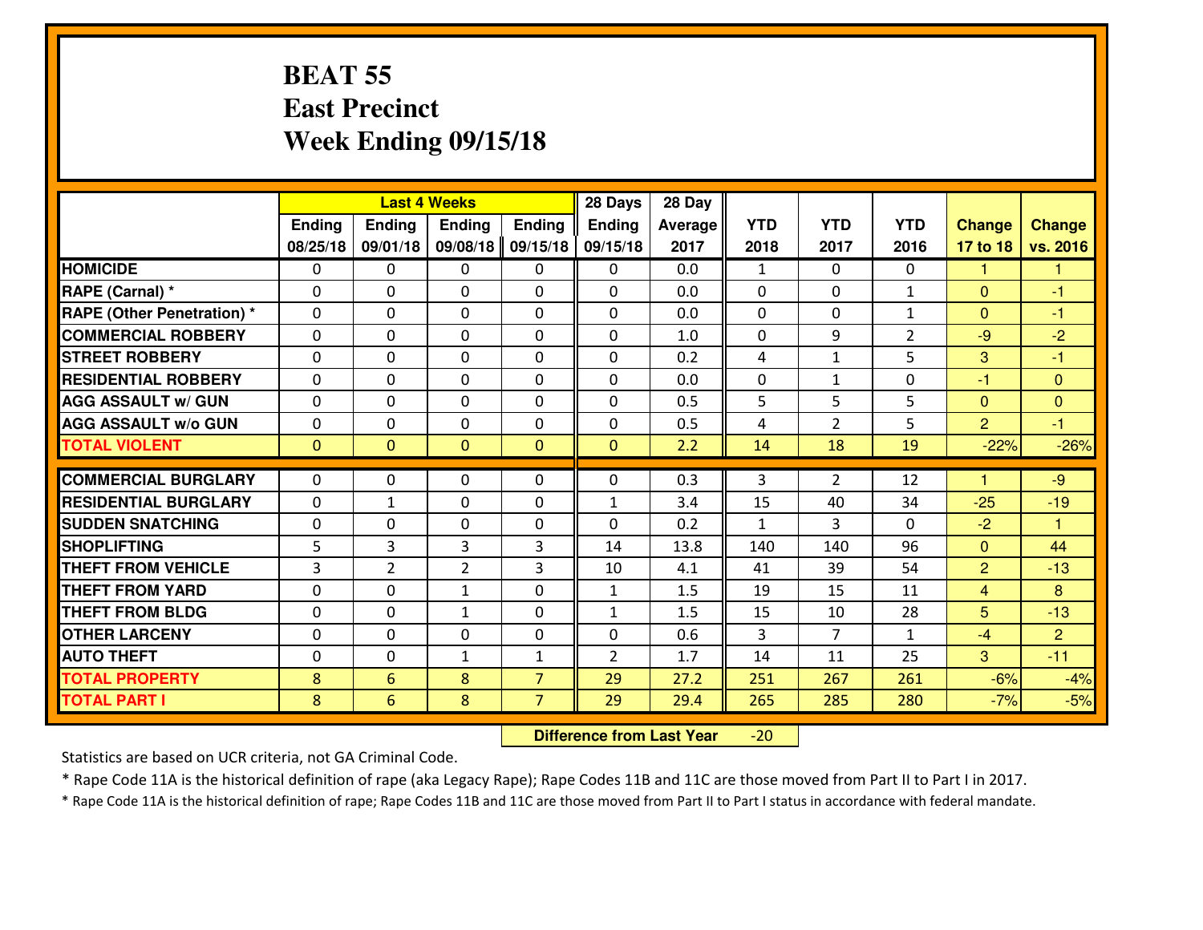# BEAT 55
# East Precinct
# Week Ending 09/15/18

| | Last 4 Weeks | | | | 28 Days | 28 Day | | | | | |
|---|---|---|---|---|---|---|---|---|---|---|---|
| | Ending 08/25/18 | Ending 09/01/18 | Ending 09/08/18 | Ending 09/15/18 | Ending 09/15/18 | Average 2017 | YTD 2018 | YTD 2017 | YTD 2016 | Change 17 to 18 | Change vs. 2016 |
| **HOMICIDE** | 0 | 0 | 0 | 0 | 0 | 0.0 | 1 | 0 | 0 | 1 | 1 |
| **RAPE (Carnal) *** | 0 | 0 | 0 | 0 | 0 | 0.0 | 0 | 0 | 1 | 0 | -1 |
| **RAPE (Other Penetration) *** | 0 | 0 | 0 | 0 | 0 | 0.0 | 0 | 0 | 1 | 0 | -1 |
| **COMMERCIAL ROBBERY** | 0 | 0 | 0 | 0 | 0 | 1.0 | 0 | 9 | 2 | -9 | -2 |
| **STREET ROBBERY** | 0 | 0 | 0 | 0 | 0 | 0.2 | 4 | 1 | 5 | 3 | -1 |
| **RESIDENTIAL ROBBERY** | 0 | 0 | 0 | 0 | 0 | 0.0 | 0 | 1 | 0 | -1 | 0 |
| **AGG ASSAULT w/ GUN** | 0 | 0 | 0 | 0 | 0 | 0.5 | 5 | 5 | 5 | 0 | 0 |
| **AGG ASSAULT w/o GUN** | 0 | 0 | 0 | 0 | 0 | 0.5 | 4 | 2 | 5 | 2 | -1 |
| **TOTAL VIOLENT** | 0 | 0 | 0 | 0 | 0 | 2.2 | 14 | 18 | 19 | -22% | -26% |
| **COMMERCIAL BURGLARY** | 0 | 0 | 0 | 0 | 0 | 0.3 | 3 | 2 | 12 | 1 | -9 |
| **RESIDENTIAL BURGLARY** | 0 | 1 | 0 | 0 | 1 | 3.4 | 15 | 40 | 34 | -25 | -19 |
| **SUDDEN SNATCHING** | 0 | 0 | 0 | 0 | 0 | 0.2 | 1 | 3 | 0 | -2 | 1 |
| **SHOPLIFTING** | 5 | 3 | 3 | 3 | 14 | 13.8 | 140 | 140 | 96 | 0 | 44 |
| **THEFT FROM VEHICLE** | 3 | 2 | 2 | 3 | 10 | 4.1 | 41 | 39 | 54 | 2 | -13 |
| **THEFT FROM YARD** | 0 | 0 | 1 | 0 | 1 | 1.5 | 19 | 15 | 11 | 4 | 8 |
| **THEFT FROM BLDG** | 0 | 0 | 1 | 0 | 1 | 1.5 | 15 | 10 | 28 | 5 | -13 |
| **OTHER LARCENY** | 0 | 0 | 0 | 0 | 0 | 0.6 | 3 | 7 | 1 | -4 | 2 |
| **AUTO THEFT** | 0 | 0 | 1 | 1 | 2 | 1.7 | 14 | 11 | 25 | 3 | -11 |
| **TOTAL PROPERTY** | 8 | 6 | 8 | 7 | 29 | 27.2 | 251 | 267 | 261 | -6% | -4% |
| **TOTAL PART I** | 8 | 6 | 8 | 7 | 29 | 29.4 | 265 | 285 | 280 | -7% | -5% |

**Difference from Last Year** -20

Statistics are based on UCR criteria, not GA Criminal Code.

* Rape Code 11A is the historical definition of rape (aka Legacy Rape); Rape Codes 11B and 11C are those moved from Part II to Part I in 2017.

* Rape Code 11A is the historical definition of rape; Rape Codes 11B and 11C are those moved from Part II to Part I status in accordance with federal mandate.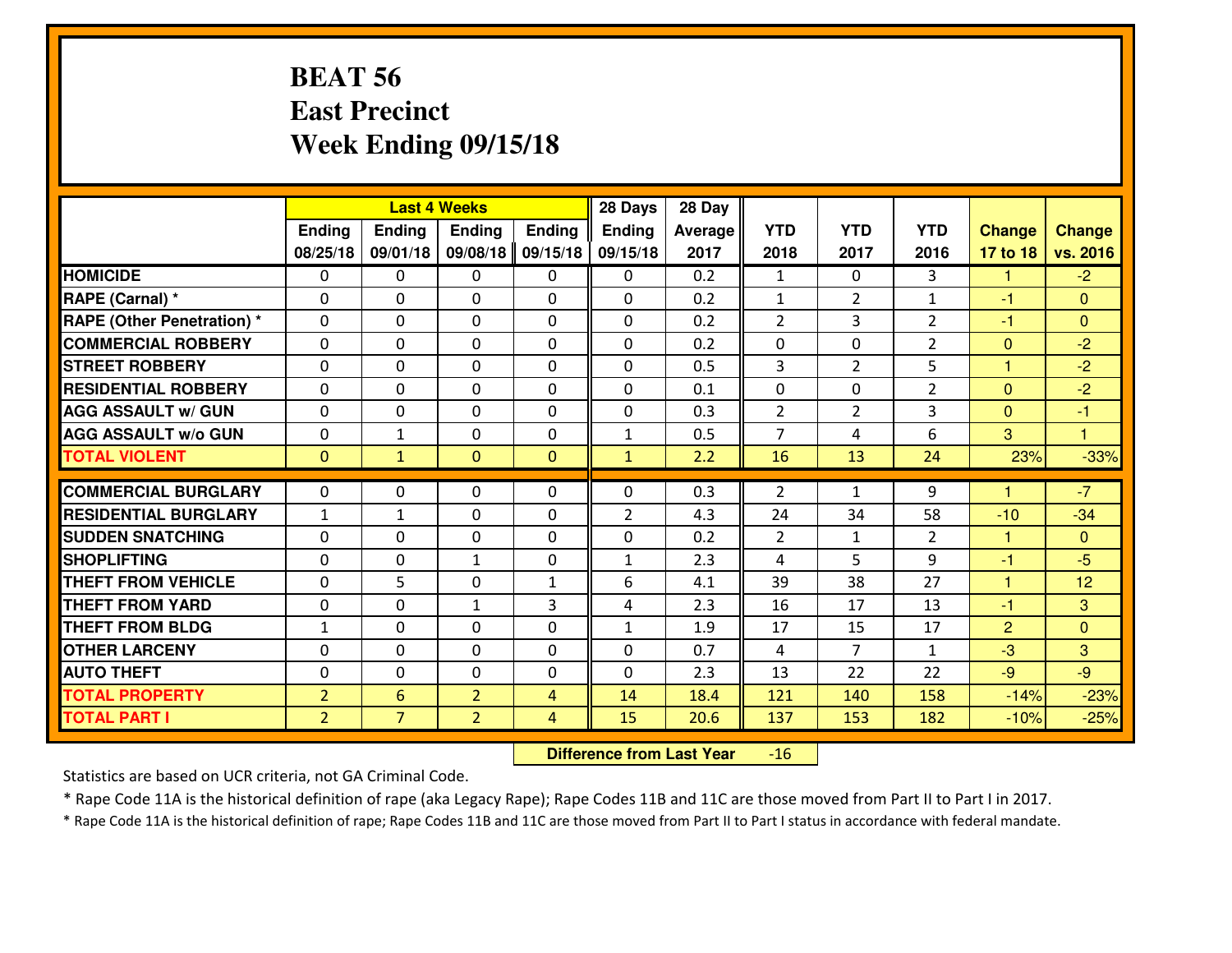# BEAT 56
## East Precinct
## Week Ending 09/15/18

| | Last 4 Weeks | | | | 28 Days | 28 Day | | | | | |
|---|---|---|---|---|---|---|---|---|---|---|---|
| | Ending 08/25/18 | Ending 09/01/18 | Ending 09/08/18 | Ending 09/15/18 | Ending 09/15/18 | Average 2017 | YTD 2018 | YTD 2017 | YTD 2016 | Change 17 to 18 | Change vs. 2016 |
| **HOMICIDE** | 0 | 0 | 0 | 0 | 0 | 0.2 | 1 | 0 | 3 | 1 | -2 |
| **RAPE (Carnal) *** | 0 | 0 | 0 | 0 | 0 | 0.2 | 1 | 2 | 1 | -1 | 0 |
| **RAPE (Other Penetration) *** | 0 | 0 | 0 | 0 | 0 | 0.2 | 2 | 3 | 2 | -1 | 0 |
| **COMMERCIAL ROBBERY** | 0 | 0 | 0 | 0 | 0 | 0.2 | 0 | 0 | 2 | 0 | -2 |
| **STREET ROBBERY** | 0 | 0 | 0 | 0 | 0 | 0.5 | 3 | 2 | 5 | 1 | -2 |
| **RESIDENTIAL ROBBERY** | 0 | 0 | 0 | 0 | 0 | 0.1 | 0 | 0 | 2 | 0 | -2 |
| **AGG ASSAULT w/ GUN** | 0 | 0 | 0 | 0 | 0 | 0.3 | 2 | 2 | 3 | 0 | -1 |
| **AGG ASSAULT w/o GUN** | 0 | 1 | 0 | 0 | 1 | 0.5 | 7 | 4 | 6 | 3 | 1 |
| **TOTAL VIOLENT** | 0 | 1 | 0 | 0 | 1 | 2.2 | 16 | 13 | 24 | 23% | -33% |
| **COMMERCIAL BURGLARY** | 0 | 0 | 0 | 0 | 0 | 0.3 | 2 | 1 | 9 | 1 | -7 |
| **RESIDENTIAL BURGLARY** | 1 | 1 | 0 | 0 | 2 | 4.3 | 24 | 34 | 58 | -10 | -34 |
| **SUDDEN SNATCHING** | 0 | 0 | 0 | 0 | 0 | 0.2 | 2 | 1 | 2 | 1 | 0 |
| **SHOPLIFTING** | 0 | 0 | 1 | 0 | 1 | 2.3 | 4 | 5 | 9 | -1 | -5 |
| **THEFT FROM VEHICLE** | 0 | 5 | 0 | 1 | 6 | 4.1 | 39 | 38 | 27 | 1 | 12 |
| **THEFT FROM YARD** | 0 | 0 | 1 | 3 | 4 | 2.3 | 16 | 17 | 13 | -1 | 3 |
| **THEFT FROM BLDG** | 1 | 0 | 0 | 0 | 1 | 1.9 | 17 | 15 | 17 | 2 | 0 |
| **OTHER LARCENY** | 0 | 0 | 0 | 0 | 0 | 0.7 | 4 | 7 | 1 | -3 | 3 |
| **AUTO THEFT** | 0 | 0 | 0 | 0 | 0 | 2.3 | 13 | 22 | 22 | -9 | -9 |
| **TOTAL PROPERTY** | 2 | 6 | 2 | 4 | 14 | 18.4 | 121 | 140 | 158 | -14% | -23% |
| **TOTAL PART I** | 2 | 7 | 2 | 4 | 15 | 20.6 | 137 | 153 | 182 | -10% | -25% |

**Difference from Last Year** -16

Statistics are based on UCR criteria, not GA Criminal Code.

* Rape Code 11A is the historical definition of rape (aka Legacy Rape); Rape Codes 11B and 11C are those moved from Part II to Part I in 2017.

* Rape Code 11A is the historical definition of rape; Rape Codes 11B and 11C are those moved from Part II to Part I status in accordance with federal mandate.